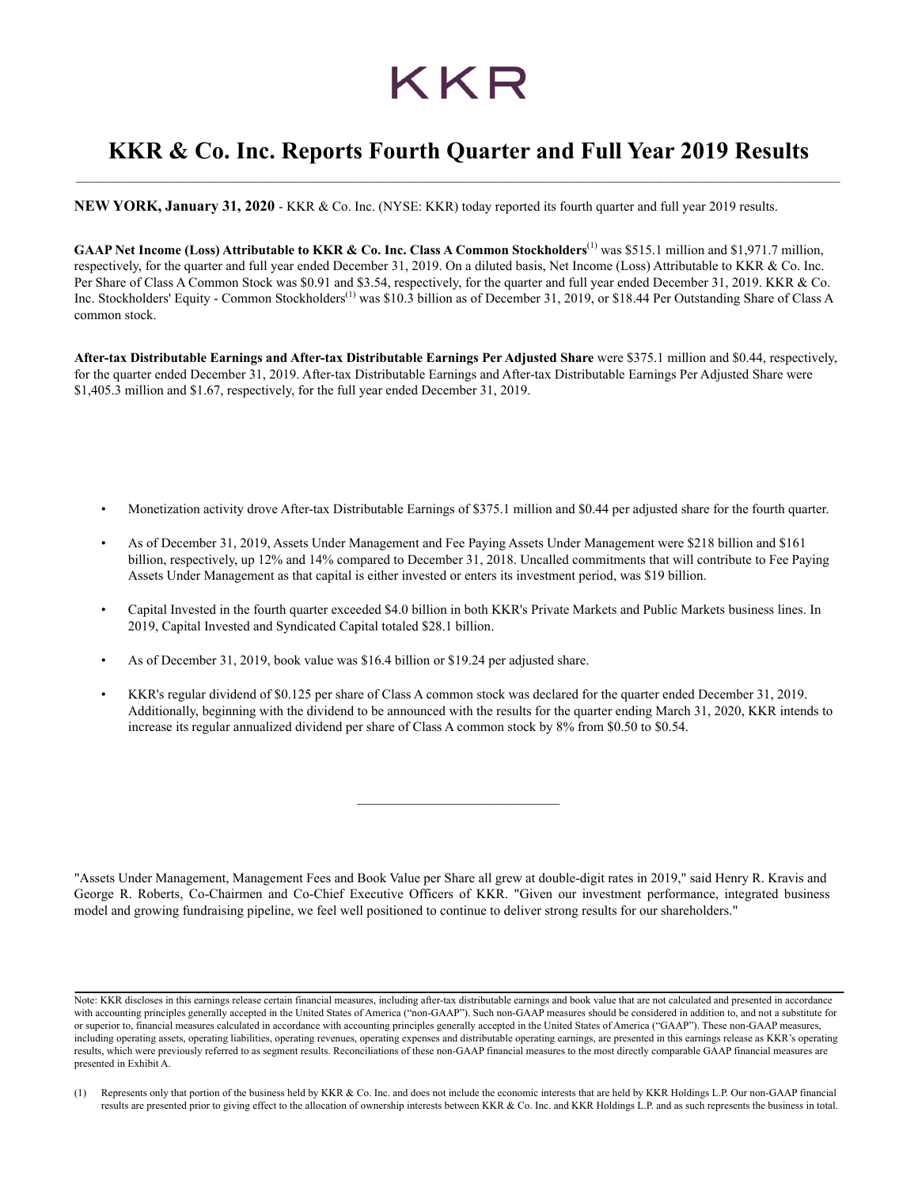KKR

# KKR & Co. Inc. Reports Fourth Quarter and Full Year 2019 Results

**NEW YORK, January 31, 2020** - KKR & Co. Inc. (NYSE: KKR) today reported its fourth quarter and full year 2019 results.

**GAAP Net Income (Loss) Attributable to KKR & Co. Inc. Class A Common Stockholders**[1] was $515.1 million and $1,971.7 million, respectively, for the quarter and full year ended December 31, 2019. On a diluted basis, Net Income (Loss) Attributable to KKR & Co. Inc. Per Share of Class A Common Stock was $0.91 and $3.54, respectively, for the quarter and full year ended December 31, 2019. KKR & Co. Inc. Stockholders' Equity - Common Stockholders[1] was $10.3 billion as of December 31, 2019, or $18.44 Per Outstanding Share of Class A common stock.

**After-tax Distributable Earnings and After-tax Distributable Earnings Per Adjusted Share** were $375.1 million and $0.44, respectively, for the quarter ended December 31, 2019. After-tax Distributable Earnings and After-tax Distributable Earnings Per Adjusted Share were $1,405.3 million and $1.67, respectively, for the full year ended December 31, 2019.

- Monetization activity drove After-tax Distributable Earnings of $375.1 million and $0.44 per adjusted share for the fourth quarter.
- As of December 31, 2019, Assets Under Management and Fee Paying Assets Under Management were $218 billion and $161 billion, respectively, up 12% and 14% compared to December 31, 2018. Uncalled commitments that will contribute to Fee Paying Assets Under Management as that capital is either invested or enters its investment period, was $19 billion.
- Capital Invested in the fourth quarter exceeded $4.0 billion in both KKR's Private Markets and Public Markets business lines. In 2019, Capital Invested and Syndicated Capital totaled $28.1 billion.
- As of December 31, 2019, book value was $16.4 billion or $19.24 per adjusted share.
- KKR's regular dividend of $0.125 per share of Class A common stock was declared for the quarter ended December 31, 2019. Additionally, beginning with the dividend to be announced with the results for the quarter ending March 31, 2020, KKR intends to increase its regular annualized dividend per share of Class A common stock by 8% from $0.50 to $0.54.

---

"Assets Under Management, Management Fees and Book Value per Share all grew at double-digit rates in 2019," said Henry R. Kravis and George R. Roberts, Co-Chairmen and Co-Chief Executive Officers of KKR. "Given our investment performance, integrated business model and growing fundraising pipeline, we feel well positioned to continue to deliver strong results for our shareholders."

Note: KKR discloses in this earnings release certain financial measures, including after-tax distributable earnings and book value that are not calculated and presented in accordance with accounting principles generally accepted in the United States of America ("non-GAAP"). Such non-GAAP measures should be considered in addition to, and not a substitute for or superior to, financial measures calculated in accordance with accounting principles generally accepted in the United States of America ("GAAP"). These non-GAAP measures, including operating assets, operating liabilities, operating revenues, operating expenses and distributable operating earnings, are presented in this earnings release as KKR's operating results, which were previously referred to as segment results. Reconciliations of these non-GAAP financial measures to the most directly comparable GAAP financial measures are presented in Exhibit A.

(1) Represents only that portion of the business held by KKR & Co. Inc. and does not include the economic interests that are held by KKR Holdings L.P. Our non-GAAP financial results are presented prior to giving effect to the allocation of ownership interests between KKR & Co. Inc. and KKR Holdings L.P. and as such represents the business in total.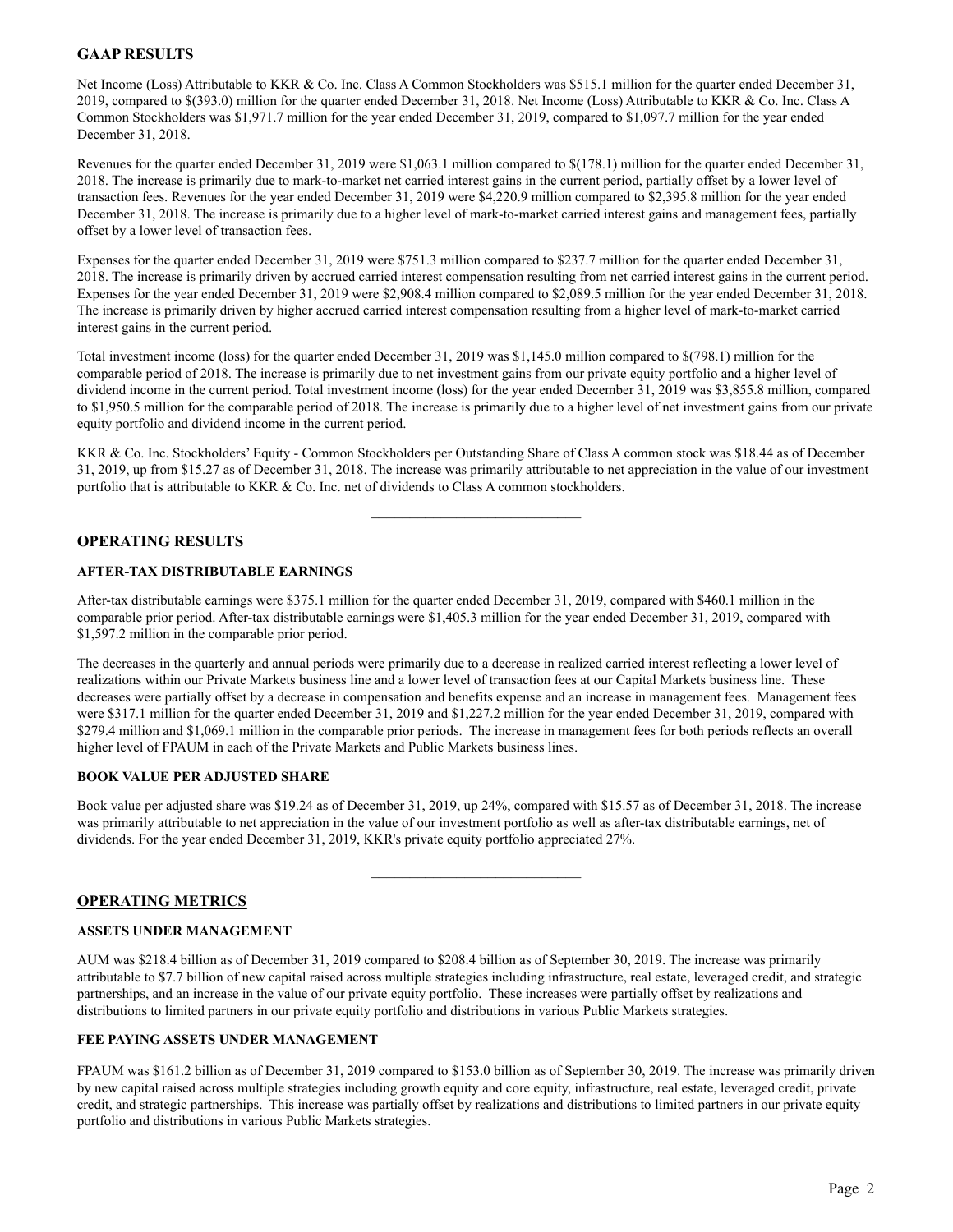## GAAP RESULTS

Net Income (Loss) Attributable to KKR & Co. Inc. Class A Common Stockholders was $515.1 million for the quarter ended December 31, 2019, compared to $(393.0) million for the quarter ended December 31, 2018. Net Income (Loss) Attributable to KKR & Co. Inc. Class A Common Stockholders was $1,971.7 million for the year ended December 31, 2019, compared to $1,097.7 million for the year ended December 31, 2018.

Revenues for the quarter ended December 31, 2019 were $1,063.1 million compared to $(178.1) million for the quarter ended December 31, 2018. The increase is primarily due to mark-to-market net carried interest gains in the current period, partially offset by a lower level of transaction fees. Revenues for the year ended December 31, 2019 were $4,220.9 million compared to $2,395.8 million for the year ended December 31, 2018. The increase is primarily due to a higher level of mark-to-market carried interest gains and management fees, partially offset by a lower level of transaction fees.

Expenses for the quarter ended December 31, 2019 were $751.3 million compared to $237.7 million for the quarter ended December 31, 2018. The increase is primarily driven by accrued carried interest compensation resulting from net carried interest gains in the current period. Expenses for the year ended December 31, 2019 were $2,908.4 million compared to $2,089.5 million for the year ended December 31, 2018. The increase is primarily driven by higher accrued carried interest compensation resulting from a higher level of mark-to-market carried interest gains in the current period.

Total investment income (loss) for the quarter ended December 31, 2019 was $1,145.0 million compared to $(798.1) million for the comparable period of 2018. The increase is primarily due to net investment gains from our private equity portfolio and a higher level of dividend income in the current period. Total investment income (loss) for the year ended December 31, 2019 was $3,855.8 million, compared to $1,950.5 million for the comparable period of 2018. The increase is primarily due to a higher level of net investment gains from our private equity portfolio and dividend income in the current period.

KKR & Co. Inc. Stockholders' Equity - Common Stockholders per Outstanding Share of Class A common stock was $18.44 as of December 31, 2019, up from $15.27 as of December 31, 2018. The increase was primarily attributable to net appreciation in the value of our investment portfolio that is attributable to KKR & Co. Inc. net of dividends to Class A common stockholders.

## OPERATING RESULTS

### AFTER-TAX DISTRIBUTABLE EARNINGS

After-tax distributable earnings were $375.1 million for the quarter ended December 31, 2019, compared with $460.1 million in the comparable prior period. After-tax distributable earnings were $1,405.3 million for the year ended December 31, 2019, compared with $1,597.2 million in the comparable prior period.

The decreases in the quarterly and annual periods were primarily due to a decrease in realized carried interest reflecting a lower level of realizations within our Private Markets business line and a lower level of transaction fees at our Capital Markets business line. These decreases were partially offset by a decrease in compensation and benefits expense and an increase in management fees. Management fees were $317.1 million for the quarter ended December 31, 2019 and $1,227.2 million for the year ended December 31, 2019, compared with $279.4 million and $1,069.1 million in the comparable prior periods. The increase in management fees for both periods reflects an overall higher level of FPAUM in each of the Private Markets and Public Markets business lines.

### BOOK VALUE PER ADJUSTED SHARE

Book value per adjusted share was $19.24 as of December 31, 2019, up 24%, compared with $15.57 as of December 31, 2018. The increase was primarily attributable to net appreciation in the value of our investment portfolio as well as after-tax distributable earnings, net of dividends. For the year ended December 31, 2019, KKR's private equity portfolio appreciated 27%.

## OPERATING METRICS

### ASSETS UNDER MANAGEMENT

AUM was $218.4 billion as of December 31, 2019 compared to $208.4 billion as of September 30, 2019. The increase was primarily attributable to $7.7 billion of new capital raised across multiple strategies including infrastructure, real estate, leveraged credit, and strategic partnerships, and an increase in the value of our private equity portfolio. These increases were partially offset by realizations and distributions to limited partners in our private equity portfolio and distributions in various Public Markets strategies.

### FEE PAYING ASSETS UNDER MANAGEMENT

FPAUM was $161.2 billion as of December 31, 2019 compared to $153.0 billion as of September 30, 2019. The increase was primarily driven by new capital raised across multiple strategies including growth equity and core equity, infrastructure, real estate, leveraged credit, private credit, and strategic partnerships. This increase was partially offset by realizations and distributions to limited partners in our private equity portfolio and distributions in various Public Markets strategies.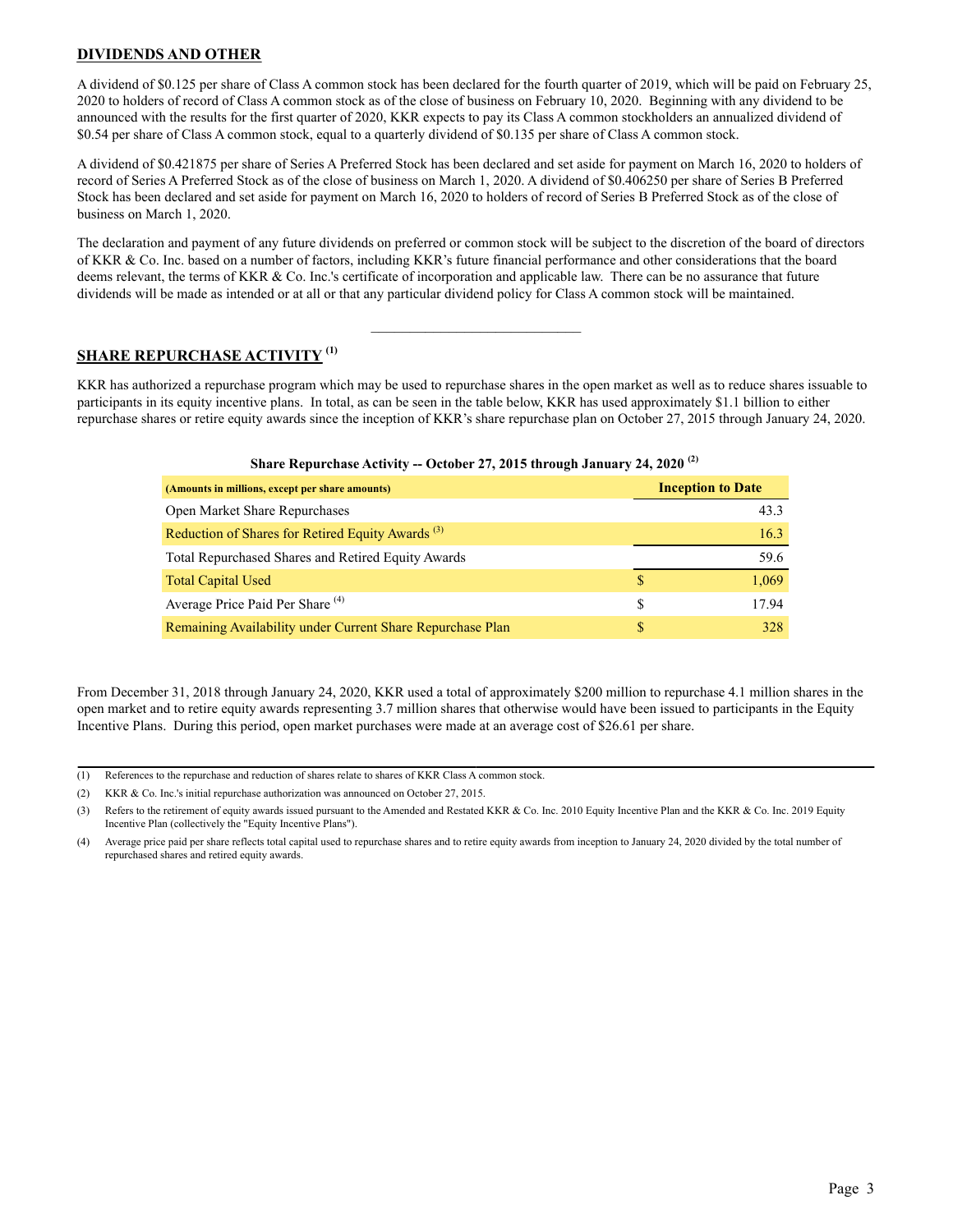## DIVIDENDS AND OTHER

A dividend of $0.125 per share of Class A common stock has been declared for the fourth quarter of 2019, which will be paid on February 25, 2020 to holders of record of Class A common stock as of the close of business on February 10, 2020. Beginning with any dividend to be announced with the results for the first quarter of 2020, KKR expects to pay its Class A common stockholders an annualized dividend of $0.54 per share of Class A common stock, equal to a quarterly dividend of $0.135 per share of Class A common stock.

A dividend of $0.421875 per share of Series A Preferred Stock has been declared and set aside for payment on March 16, 2020 to holders of record of Series A Preferred Stock as of the close of business on March 1, 2020. A dividend of $0.406250 per share of Series B Preferred Stock has been declared and set aside for payment on March 16, 2020 to holders of record of Series B Preferred Stock as of the close of business on March 1, 2020.

The declaration and payment of any future dividends on preferred or common stock will be subject to the discretion of the board of directors of KKR & Co. Inc. based on a number of factors, including KKR's future financial performance and other considerations that the board deems relevant, the terms of KKR & Co. Inc.'s certificate of incorporation and applicable law. There can be no assurance that future dividends will be made as intended or at all or that any particular dividend policy for Class A common stock will be maintained.

---

## SHARE REPURCHASE ACTIVITY [(1)]

KKR has authorized a repurchase program which may be used to repurchase shares in the open market as well as to reduce shares issuable to participants in its equity incentive plans. In total, as can be seen in the table below, KKR has used approximately $1.1 billion to either repurchase shares or retire equity awards since the inception of KKR's share repurchase plan on October 27, 2015 through January 24, 2020.

**Share Repurchase Activity -- October 27, 2015 through January 24, 2020 [(2)]**

| (Amounts in millions, except per share amounts) | Inception to Date |
|---|---|
| Open Market Share Repurchases | 43.3 |
| Reduction of Shares for Retired Equity Awards [(3)] | 16.3 |
| Total Repurchased Shares and Retired Equity Awards | 59.6 |
| Total Capital Used | $ 1,069 |
| Average Price Paid Per Share [(4)] | $ 17.94 |
| Remaining Availability under Current Share Repurchase Plan | $ 328 |

From December 31, 2018 through January 24, 2020, KKR used a total of approximately $200 million to repurchase 4.1 million shares in the open market and to retire equity awards representing 3.7 million shares that otherwise would have been issued to participants in the Equity Incentive Plans. During this period, open market purchases were made at an average cost of $26.61 per share.

---

(1) References to the repurchase and reduction of shares relate to shares of KKR Class A common stock.

(2) KKR & Co. Inc.'s initial repurchase authorization was announced on October 27, 2015.

(3) Refers to the retirement of equity awards issued pursuant to the Amended and Restated KKR & Co. Inc. 2010 Equity Incentive Plan and the KKR & Co. Inc. 2019 Equity Incentive Plan (collectively the "Equity Incentive Plans").

(4) Average price paid per share reflects total capital used to repurchase shares and to retire equity awards from inception to January 24, 2020 divided by the total number of repurchased shares and retired equity awards.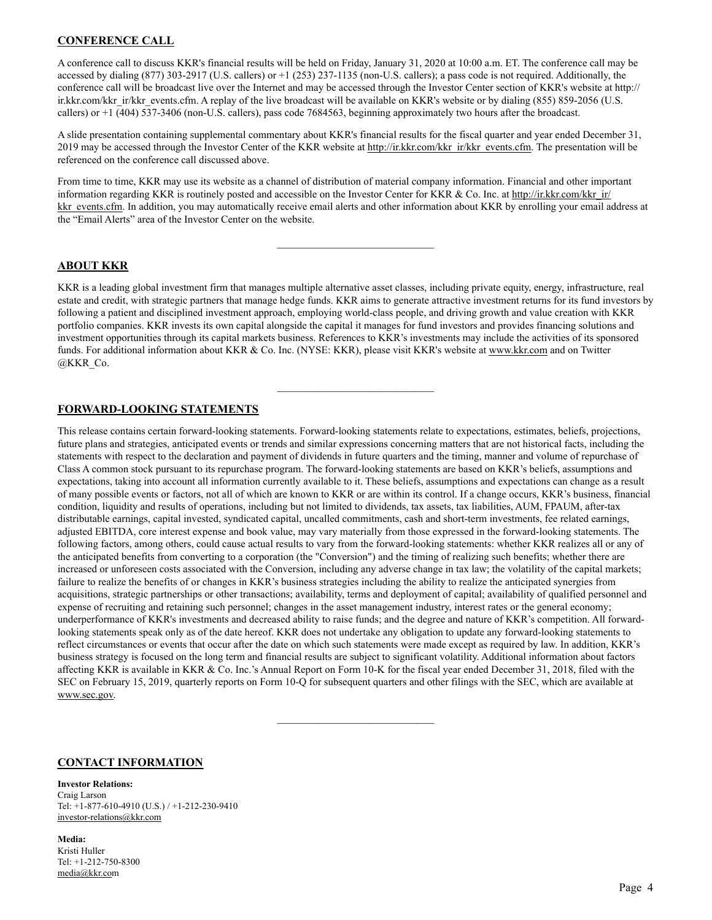## CONFERENCE CALL

A conference call to discuss KKR's financial results will be held on Friday, January 31, 2020 at 10:00 a.m. ET. The conference call may be accessed by dialing (877) 303-2917 (U.S. callers) or +1 (253) 237-1135 (non-U.S. callers); a pass code is not required. Additionally, the conference call will be broadcast live over the Internet and may be accessed through the Investor Center section of KKR's website at http://ir.kkr.com/kkr_ir/kkr_events.cfm. A replay of the live broadcast will be available on KKR's website or by dialing (855) 859-2056 (U.S. callers) or +1 (404) 537-3406 (non-U.S. callers), pass code 7684563, beginning approximately two hours after the broadcast.

A slide presentation containing supplemental commentary about KKR's financial results for the fiscal quarter and year ended December 31, 2019 may be accessed through the Investor Center of the KKR website at http://ir.kkr.com/kkr_ir/kkr_events.cfm. The presentation will be referenced on the conference call discussed above.

From time to time, KKR may use its website as a channel of distribution of material company information. Financial and other important information regarding KKR is routinely posted and accessible on the Investor Center for KKR & Co. Inc. at http://ir.kkr.com/kkr_ir/kkr_events.cfm. In addition, you may automatically receive email alerts and other information about KKR by enrolling your email address at the "Email Alerts" area of the Investor Center on the website.

---

## ABOUT KKR

KKR is a leading global investment firm that manages multiple alternative asset classes, including private equity, energy, infrastructure, real estate and credit, with strategic partners that manage hedge funds. KKR aims to generate attractive investment returns for its fund investors by following a patient and disciplined investment approach, employing world-class people, and driving growth and value creation with KKR portfolio companies. KKR invests its own capital alongside the capital it manages for fund investors and provides financing solutions and investment opportunities through its capital markets business. References to KKR's investments may include the activities of its sponsored funds. For additional information about KKR & Co. Inc. (NYSE: KKR), please visit KKR's website at www.kkr.com and on Twitter @KKR_Co.

---

## FORWARD-LOOKING STATEMENTS

This release contains certain forward-looking statements. Forward-looking statements relate to expectations, estimates, beliefs, projections, future plans and strategies, anticipated events or trends and similar expressions concerning matters that are not historical facts, including the statements with respect to the declaration and payment of dividends in future quarters and the timing, manner and volume of repurchase of Class A common stock pursuant to its repurchase program. The forward-looking statements are based on KKR's beliefs, assumptions and expectations, taking into account all information currently available to it. These beliefs, assumptions and expectations can change as a result of many possible events or factors, not all of which are known to KKR or are within its control. If a change occurs, KKR's business, financial condition, liquidity and results of operations, including but not limited to dividends, tax assets, tax liabilities, AUM, FPAUM, after-tax distributable earnings, capital invested, syndicated capital, uncalled commitments, cash and short-term investments, fee related earnings, adjusted EBITDA, core interest expense and book value, may vary materially from those expressed in the forward-looking statements. The following factors, among others, could cause actual results to vary from the forward-looking statements: whether KKR realizes all or any of the anticipated benefits from converting to a corporation (the "Conversion") and the timing of realizing such benefits; whether there are increased or unforeseen costs associated with the Conversion, including any adverse change in tax law; the volatility of the capital markets; failure to realize the benefits of or changes in KKR's business strategies including the ability to realize the anticipated synergies from acquisitions, strategic partnerships or other transactions; availability, terms and deployment of capital; availability of qualified personnel and expense of recruiting and retaining such personnel; changes in the asset management industry, interest rates or the general economy; underperformance of KKR's investments and decreased ability to raise funds; and the degree and nature of KKR's competition. All forward-looking statements speak only as of the date hereof. KKR does not undertake any obligation to update any forward-looking statements to reflect circumstances or events that occur after the date on which such statements were made except as required by law. In addition, KKR's business strategy is focused on the long term and financial results are subject to significant volatility. Additional information about factors affecting KKR is available in KKR & Co. Inc.'s Annual Report on Form 10-K for the fiscal year ended December 31, 2018, filed with the SEC on February 15, 2019, quarterly reports on Form 10-Q for subsequent quarters and other filings with the SEC, which are available at www.sec.gov.

---

## CONTACT INFORMATION

**Investor Relations:**
Craig Larson
Tel: +1-877-610-4910 (U.S.) / +1-212-230-9410
investor-relations@kkr.com

**Media:**
Kristi Huller
Tel: +1-212-750-8300
media@kkr.com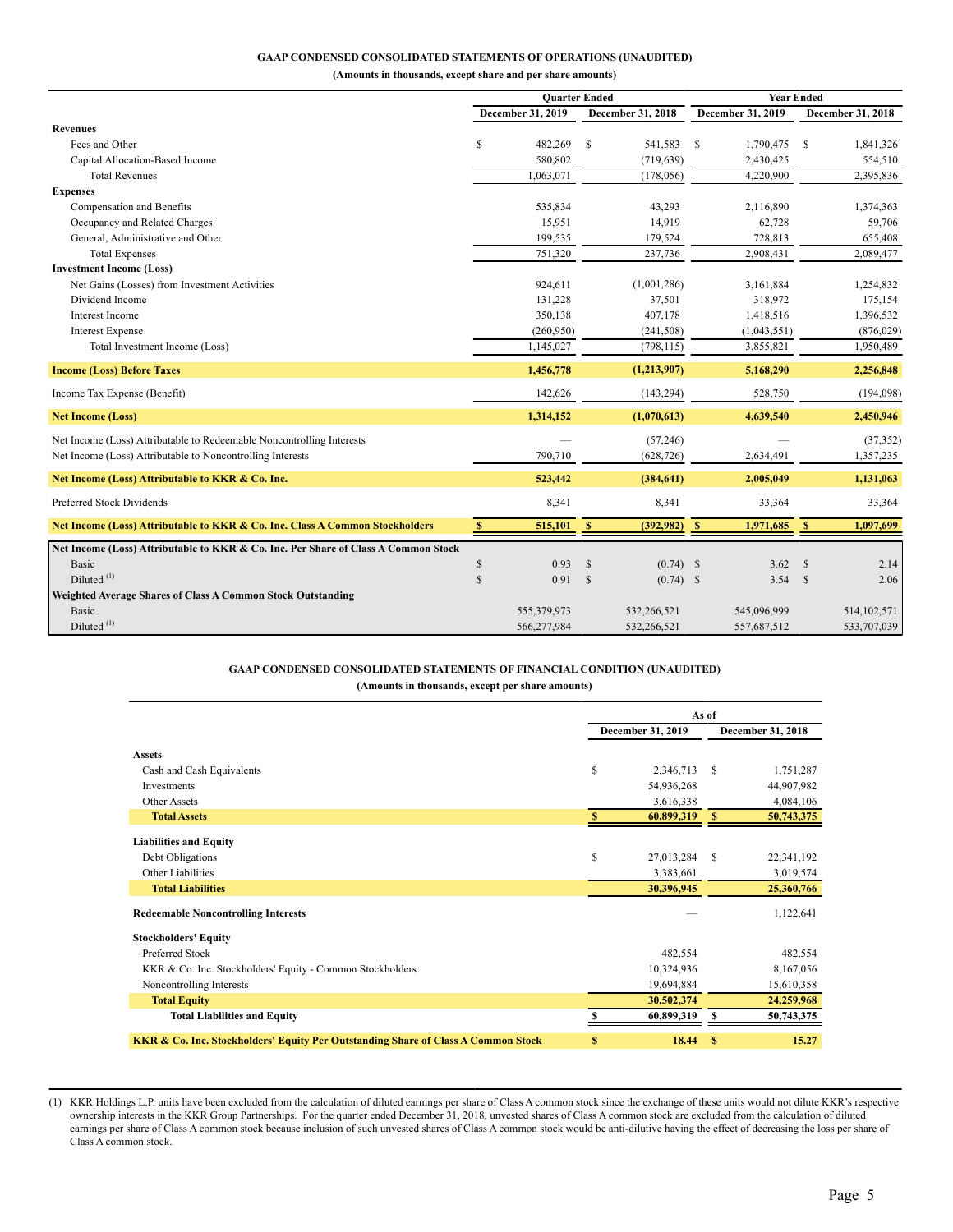## GAAP CONDENSED CONSOLIDATED STATEMENTS OF OPERATIONS (UNAUDITED)

**(Amounts in thousands, except share and per share amounts)**

| | Quarter Ended | | Year Ended | |
|---|---|---|---|---|
| | December 31, 2019 | December 31, 2018 | December 31, 2019 | December 31, 2018 |
| **Revenues** | | | | |
| Fees and Other | $ 482,269 | $ 541,583 | $ 1,790,475 | $ 1,841,326 |
| Capital Allocation-Based Income | 580,802 | (719,639) | 2,430,425 | 554,510 |
| Total Revenues | 1,063,071 | (178,056) | 4,220,900 | 2,395,836 |
| **Expenses** | | | | |
| Compensation and Benefits | 535,834 | 43,293 | 2,116,890 | 1,374,363 |
| Occupancy and Related Charges | 15,951 | 14,919 | 62,728 | 59,706 |
| General, Administrative and Other | 199,535 | 179,524 | 728,813 | 655,408 |
| Total Expenses | 751,320 | 237,736 | 2,908,431 | 2,089,477 |
| **Investment Income (Loss)** | | | | |
| Net Gains (Losses) from Investment Activities | 924,611 | (1,001,286) | 3,161,884 | 1,254,832 |
| Dividend Income | 131,228 | 37,501 | 318,972 | 175,154 |
| Interest Income | 350,138 | 407,178 | 1,418,516 | 1,396,532 |
| Interest Expense | (260,950) | (241,508) | (1,043,551) | (876,029) |
| Total Investment Income (Loss) | 1,145,027 | (798,115) | 3,855,821 | 1,950,489 |
| **Income (Loss) Before Taxes** | **1,456,778** | **(1,213,907)** | **5,168,290** | **2,256,848** |
| Income Tax Expense (Benefit) | 142,626 | (143,294) | 528,750 | (194,098) |
| **Net Income (Loss)** | **1,314,152** | **(1,070,613)** | **4,639,540** | **2,450,946** |
| Net Income (Loss) Attributable to Redeemable Noncontrolling Interests | — | (57,246) | — | (37,352) |
| Net Income (Loss) Attributable to Noncontrolling Interests | 790,710 | (628,726) | 2,634,491 | 1,357,235 |
| **Net Income (Loss) Attributable to KKR & Co. Inc.** | **523,442** | **(384,641)** | **2,005,049** | **1,131,063** |
| Preferred Stock Dividends | 8,341 | 8,341 | 33,364 | 33,364 |
| **Net Income (Loss) Attributable to KKR & Co. Inc. Class A Common Stockholders** | **$ 515,101** | **$ (392,982)** | **$ 1,971,685** | **$ 1,097,699** |
| **Net Income (Loss) Attributable to KKR & Co. Inc. Per Share of Class A Common Stock** | | | | |
| Basic | $ 0.93 | $ (0.74) | $ 3.62 | $ 2.14 |
| Diluted [1] | $ 0.91 | $ (0.74) | $ 3.54 | $ 2.06 |
| **Weighted Average Shares of Class A Common Stock Outstanding** | | | | |
| Basic | 555,379,973 | 532,266,521 | 545,096,999 | 514,102,571 |
| Diluted [1] | 566,277,984 | 532,266,521 | 557,687,512 | 533,707,039 |

## GAAP CONDENSED CONSOLIDATED STATEMENTS OF FINANCIAL CONDITION (UNAUDITED)

**(Amounts in thousands, except per share amounts)**

| | As of | |
|---|---|---|
| | December 31, 2019 | December 31, 2018 |
| **Assets** | | |
| Cash and Cash Equivalents | $ 2,346,713 | $ 1,751,287 |
| Investments | 54,936,268 | 44,907,982 |
| Other Assets | 3,616,338 | 4,084,106 |
| **Total Assets** | **$ 60,899,319** | **$ 50,743,375** |
| **Liabilities and Equity** | | |
| Debt Obligations | $ 27,013,284 | $ 22,341,192 |
| Other Liabilities | 3,383,661 | 3,019,574 |
| **Total Liabilities** | **30,396,945** | **25,360,766** |
| **Redeemable Noncontrolling Interests** | — | 1,122,641 |
| **Stockholders' Equity** | | |
| Preferred Stock | 482,554 | 482,554 |
| KKR & Co. Inc. Stockholders' Equity - Common Stockholders | 10,324,936 | 8,167,056 |
| Noncontrolling Interests | 19,694,884 | 15,610,358 |
| **Total Equity** | **30,502,374** | **24,259,968** |
| **Total Liabilities and Equity** | **$ 60,899,319** | **$ 50,743,375** |
| **KKR & Co. Inc. Stockholders' Equity Per Outstanding Share of Class A Common Stock** | **$ 18.44** | **$ 15.27** |

(1) KKR Holdings L.P. units have been excluded from the calculation of diluted earnings per share of Class A common stock since the exchange of these units would not dilute KKR's respective ownership interests in the KKR Group Partnerships. For the quarter ended December 31, 2018, unvested shares of Class A common stock are excluded from the calculation of diluted earnings per share of Class A common stock because inclusion of such unvested shares of Class A common stock would be anti-dilutive having the effect of decreasing the loss per share of Class A common stock.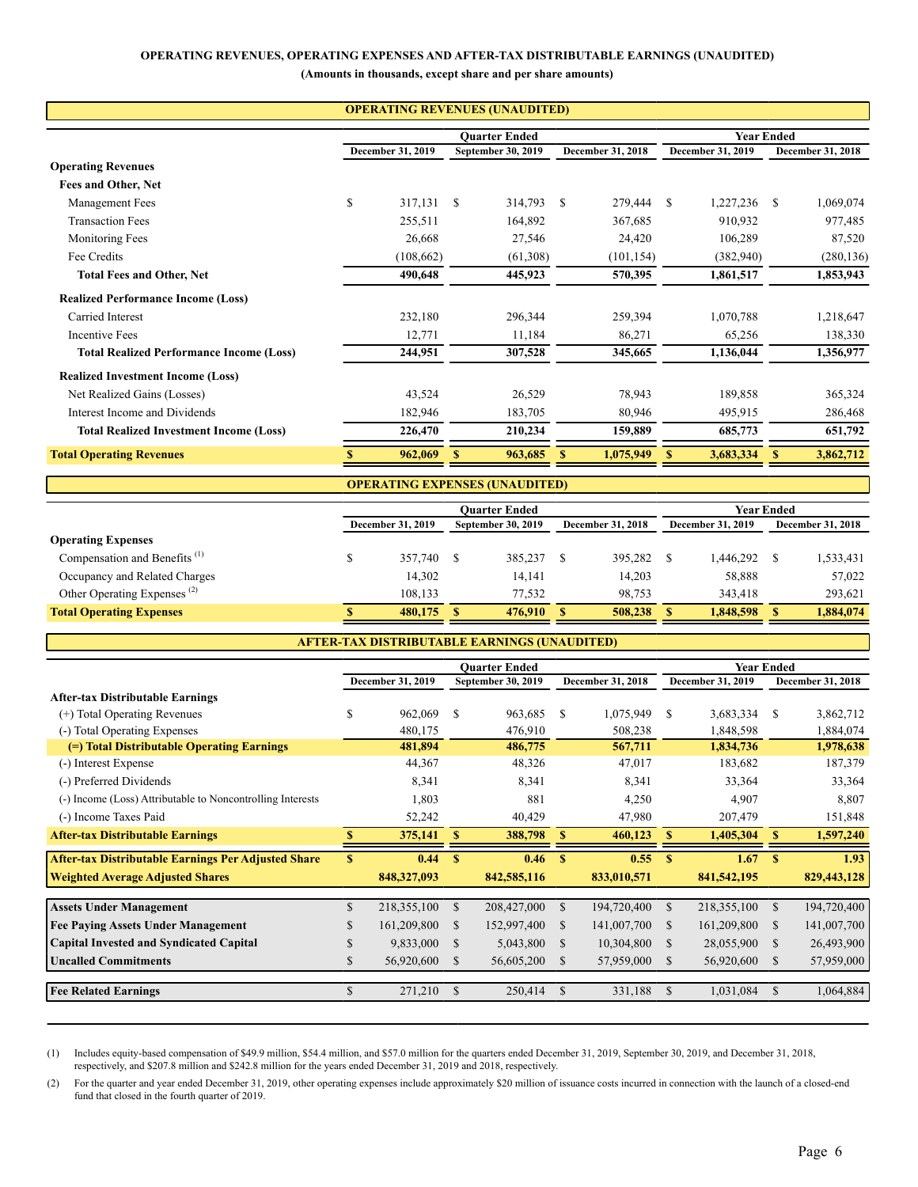# OPERATING REVENUES, OPERATING EXPENSES AND AFTER-TAX DISTRIBUTABLE EARNINGS (UNAUDITED)

**(Amounts in thousands, except share and per share amounts)**

## OPERATING REVENUES (UNAUDITED)

| | Quarter Ended | | | Year Ended | |
|---|---|---|---|---|---|
| | December 31, 2019 | September 30, 2019 | December 31, 2018 | December 31, 2019 | December 31, 2018 |
| **Operating Revenues** | | | | | |
| **Fees and Other, Net** | | | | | |
| Management Fees | $ 317,131 | $ 314,793 | $ 279,444 | $ 1,227,236 | $ 1,069,074 |
| Transaction Fees | 255,511 | 164,892 | 367,685 | 910,932 | 977,485 |
| Monitoring Fees | 26,668 | 27,546 | 24,420 | 106,289 | 87,520 |
| Fee Credits | (108,662) | (61,308) | (101,154) | (382,940) | (280,136) |
| **Total Fees and Other, Net** | **490,648** | **445,923** | **570,395** | **1,861,517** | **1,853,943** |
| **Realized Performance Income (Loss)** | | | | | |
| Carried Interest | 232,180 | 296,344 | 259,394 | 1,070,788 | 1,218,647 |
| Incentive Fees | 12,771 | 11,184 | 86,271 | 65,256 | 138,330 |
| **Total Realized Performance Income (Loss)** | **244,951** | **307,528** | **345,665** | **1,136,044** | **1,356,977** |
| **Realized Investment Income (Loss)** | | | | | |
| Net Realized Gains (Losses) | 43,524 | 26,529 | 78,943 | 189,858 | 365,324 |
| Interest Income and Dividends | 182,946 | 183,705 | 80,946 | 495,915 | 286,468 |
| **Total Realized Investment Income (Loss)** | **226,470** | **210,234** | **159,889** | **685,773** | **651,792** |
| **Total Operating Revenues** | **$ 962,069** | **$ 963,685** | **$ 1,075,949** | **$ 3,683,334** | **$ 3,862,712** |

## OPERATING EXPENSES (UNAUDITED)

| | Quarter Ended | | | Year Ended | |
|---|---|---|---|---|---|
| | December 31, 2019 | September 30, 2019 | December 31, 2018 | December 31, 2019 | December 31, 2018 |
| **Operating Expenses** | | | | | |
| Compensation and Benefits [(1)] | $ 357,740 | $ 385,237 | $ 395,282 | $ 1,446,292 | $ 1,533,431 |
| Occupancy and Related Charges | 14,302 | 14,141 | 14,203 | 58,888 | 57,022 |
| Other Operating Expenses [(2)] | 108,133 | 77,532 | 98,753 | 343,418 | 293,621 |
| **Total Operating Expenses** | **$ 480,175** | **$ 476,910** | **$ 508,238** | **$ 1,848,598** | **$ 1,884,074** |

## AFTER-TAX DISTRIBUTABLE EARNINGS (UNAUDITED)

| | Quarter Ended | | | Year Ended | |
|---|---|---|---|---|---|
| | December 31, 2019 | September 30, 2019 | December 31, 2018 | December 31, 2019 | December 31, 2018 |
| **After-tax Distributable Earnings** | | | | | |
| (+) Total Operating Revenues | $ 962,069 | $ 963,685 | $ 1,075,949 | $ 3,683,334 | $ 3,862,712 |
| (-) Total Operating Expenses | 480,175 | 476,910 | 508,238 | 1,848,598 | 1,884,074 |
| **(=) Total Distributable Operating Earnings** | **481,894** | **486,775** | **567,711** | **1,834,736** | **1,978,638** |
| (-) Interest Expense | 44,367 | 48,326 | 47,017 | 183,682 | 187,379 |
| (-) Preferred Dividends | 8,341 | 8,341 | 8,341 | 33,364 | 33,364 |
| (-) Income (Loss) Attributable to Noncontrolling Interests | 1,803 | 881 | 4,250 | 4,907 | 8,807 |
| (-) Income Taxes Paid | 52,242 | 40,429 | 47,980 | 207,479 | 151,848 |
| **After-tax Distributable Earnings** | **$ 375,141** | **$ 388,798** | **$ 460,123** | **$ 1,405,304** | **$ 1,597,240** |
| **After-tax Distributable Earnings Per Adjusted Share** | **$ 0.44** | **$ 0.46** | **$ 0.55** | **$ 1.67** | **$ 1.93** |
| **Weighted Average Adjusted Shares** | **848,327,093** | **842,585,116** | **833,010,571** | **841,542,195** | **829,443,128** |
| **Assets Under Management** | $ 218,355,100 | $ 208,427,000 | $ 194,720,400 | $ 218,355,100 | $ 194,720,400 |
| **Fee Paying Assets Under Management** | $ 161,209,800 | $ 152,997,400 | $ 141,007,700 | $ 161,209,800 | $ 141,007,700 |
| **Capital Invested and Syndicated Capital** | $ 9,833,000 | $ 5,043,800 | $ 10,304,800 | $ 28,055,900 | $ 26,493,900 |
| **Uncalled Commitments** | $ 56,920,600 | $ 56,605,200 | $ 57,959,000 | $ 56,920,600 | $ 57,959,000 |
| **Fee Related Earnings** | $ 271,210 | $ 250,414 | $ 331,188 | $ 1,031,084 | $ 1,064,884 |

(1) Includes equity-based compensation of $49.9 million, $54.4 million, and $57.0 million for the quarters ended December 31, 2019, September 30, 2019, and December 31, 2018, respectively, and $207.8 million and $242.8 million for the years ended December 31, 2019 and 2018, respectively.

(2) For the quarter and year ended December 31, 2019, other operating expenses include approximately $20 million of issuance costs incurred in connection with the launch of a closed-end fund that closed in the fourth quarter of 2019.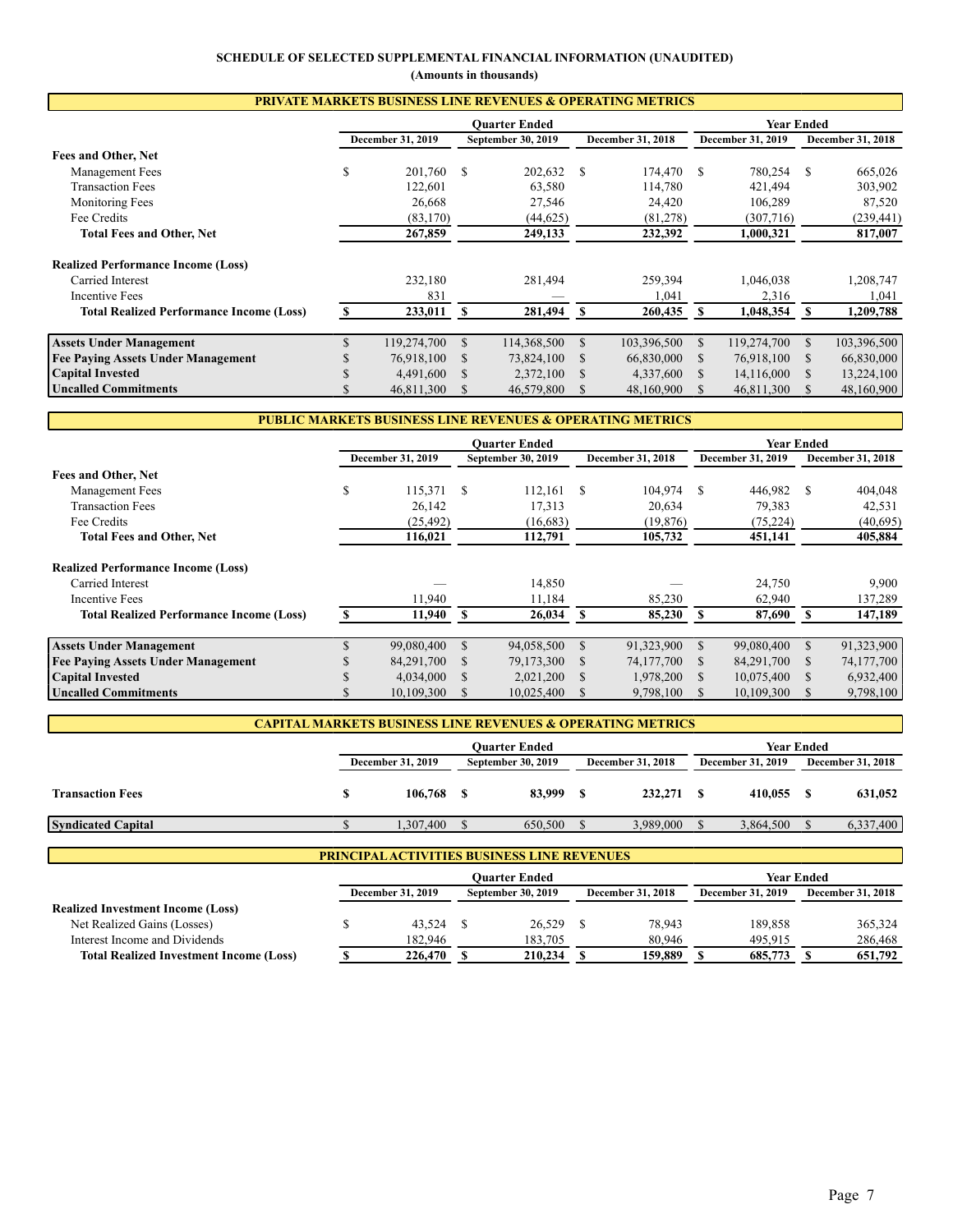**SCHEDULE OF SELECTED SUPPLEMENTAL FINANCIAL INFORMATION (UNAUDITED)**

**(Amounts in thousands)**

## PRIVATE MARKETS BUSINESS LINE REVENUES & OPERATING METRICS

| | Quarter Ended | | | Year Ended | |
|---|---|---|---|---|---|
| | December 31, 2019 | September 30, 2019 | December 31, 2018 | December 31, 2019 | December 31, 2018 |
| **Fees and Other, Net** | | | | | |
| Management Fees | $ 201,760 | $ 202,632 | $ 174,470 | $ 780,254 | $ 665,026 |
| Transaction Fees | 122,601 | 63,580 | 114,780 | 421,494 | 303,902 |
| Monitoring Fees | 26,668 | 27,546 | 24,420 | 106,289 | 87,520 |
| Fee Credits | (83,170) | (44,625) | (81,278) | (307,716) | (239,441) |
| **Total Fees and Other, Net** | **267,859** | **249,133** | **232,392** | **1,000,321** | **817,007** |
| **Realized Performance Income (Loss)** | | | | | |
| Carried Interest | 232,180 | 281,494 | 259,394 | 1,046,038 | 1,208,747 |
| Incentive Fees | 831 | — | 1,041 | 2,316 | 1,041 |
| **Total Realized Performance Income (Loss)** | **$ 233,011** | **$ 281,494** | **$ 260,435** | **$ 1,048,354** | **$ 1,209,788** |
| **Assets Under Management** | $ 119,274,700 | $ 114,368,500 | $ 103,396,500 | $ 119,274,700 | $ 103,396,500 |
| **Fee Paying Assets Under Management** | $ 76,918,100 | $ 73,824,100 | $ 66,830,000 | $ 76,918,100 | $ 66,830,000 |
| **Capital Invested** | $ 4,491,600 | $ 2,372,100 | $ 4,337,600 | $ 14,116,000 | $ 13,224,100 |
| **Uncalled Commitments** | $ 46,811,300 | $ 46,579,800 | $ 48,160,900 | $ 46,811,300 | $ 48,160,900 |

## PUBLIC MARKETS BUSINESS LINE REVENUES & OPERATING METRICS

| | Quarter Ended | | | Year Ended | |
|---|---|---|---|---|---|
| | December 31, 2019 | September 30, 2019 | December 31, 2018 | December 31, 2019 | December 31, 2018 |
| **Fees and Other, Net** | | | | | |
| Management Fees | $ 115,371 | $ 112,161 | $ 104,974 | $ 446,982 | $ 404,048 |
| Transaction Fees | 26,142 | 17,313 | 20,634 | 79,383 | 42,531 |
| Fee Credits | (25,492) | (16,683) | (19,876) | (75,224) | (40,695) |
| **Total Fees and Other, Net** | **116,021** | **112,791** | **105,732** | **451,141** | **405,884** |
| **Realized Performance Income (Loss)** | | | | | |
| Carried Interest | — | 14,850 | — | 24,750 | 9,900 |
| Incentive Fees | 11,940 | 11,184 | 85,230 | 62,940 | 137,289 |
| **Total Realized Performance Income (Loss)** | **$ 11,940** | **$ 26,034** | **$ 85,230** | **$ 87,690** | **$ 147,189** |
| **Assets Under Management** | $ 99,080,400 | $ 94,058,500 | $ 91,323,900 | $ 99,080,400 | $ 91,323,900 |
| **Fee Paying Assets Under Management** | $ 84,291,700 | $ 79,173,300 | $ 74,177,700 | $ 84,291,700 | $ 74,177,700 |
| **Capital Invested** | $ 4,034,000 | $ 2,021,200 | $ 1,978,200 | $ 10,075,400 | $ 6,932,400 |
| **Uncalled Commitments** | $ 10,109,300 | $ 10,025,400 | $ 9,798,100 | $ 10,109,300 | $ 9,798,100 |

## CAPITAL MARKETS BUSINESS LINE REVENUES & OPERATING METRICS

| | Quarter Ended | | | Year Ended | |
|---|---|---|---|---|---|
| | December 31, 2019 | September 30, 2019 | December 31, 2018 | December 31, 2019 | December 31, 2018 |
| **Transaction Fees** | **$ 106,768** | **$ 83,999** | **$ 232,271** | **$ 410,055** | **$ 631,052** |
| **Syndicated Capital** | $ 1,307,400 | $ 650,500 | $ 3,989,000 | $ 3,864,500 | $ 6,337,400 |

## PRINCIPAL ACTIVITIES BUSINESS LINE REVENUES

| | Quarter Ended | | | Year Ended | |
|---|---|---|---|---|---|
| | December 31, 2019 | September 30, 2019 | December 31, 2018 | December 31, 2019 | December 31, 2018 |
| **Realized Investment Income (Loss)** | | | | | |
| Net Realized Gains (Losses) | $ 43,524 | $ 26,529 | $ 78,943 | 189,858 | 365,324 |
| Interest Income and Dividends | 182,946 | 183,705 | 80,946 | 495,915 | 286,468 |
| **Total Realized Investment Income (Loss)** | **$ 226,470** | **$ 210,234** | **$ 159,889** | **$ 685,773** | **$ 651,792** |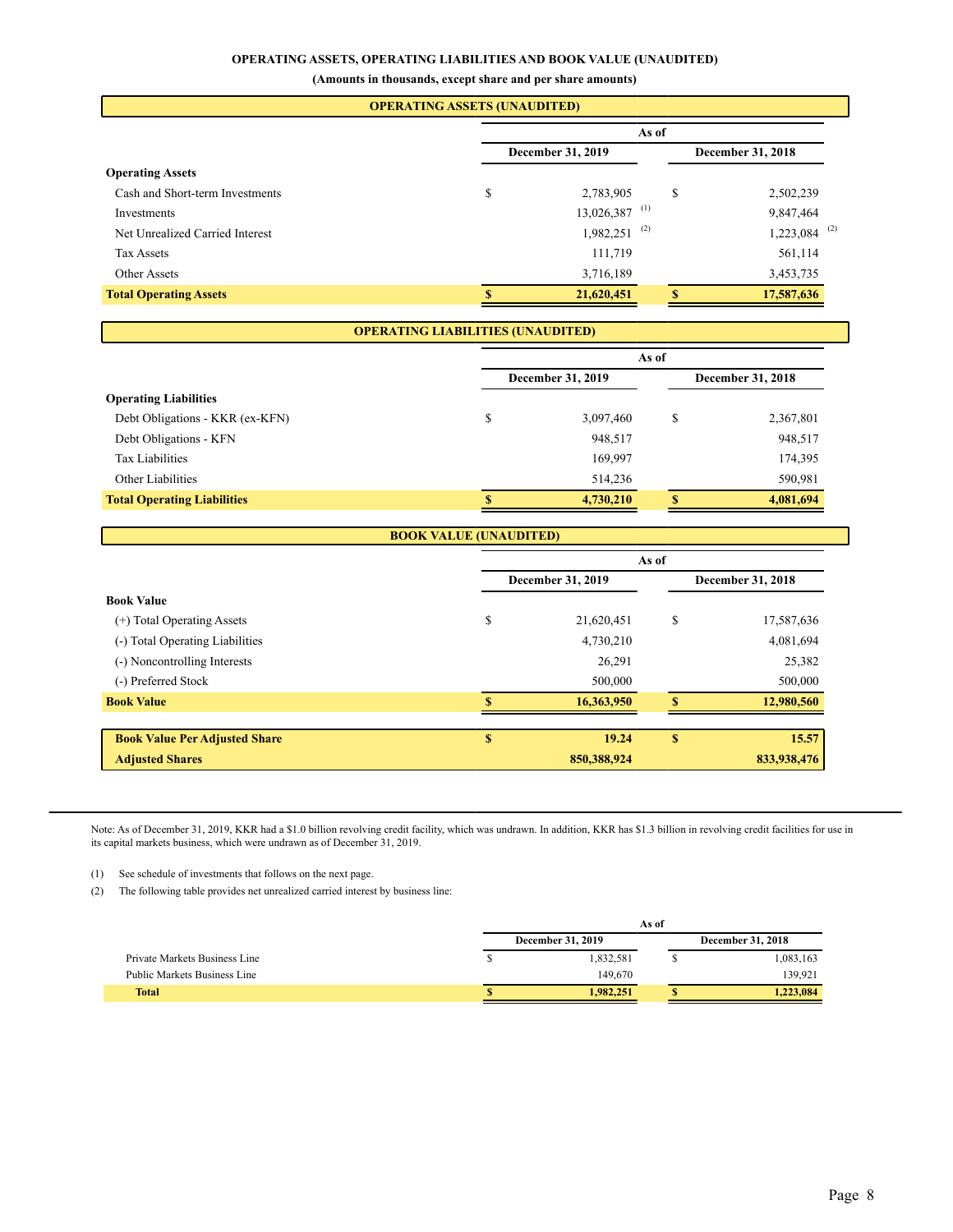# OPERATING ASSETS, OPERATING LIABILITIES AND BOOK VALUE (UNAUDITED)

**(Amounts in thousands, except share and per share amounts)**

## OPERATING ASSETS (UNAUDITED)

| | As of | |
|---|---|---|
| | December 31, 2019 | December 31, 2018 |
| **Operating Assets** | | |
| Cash and Short-term Investments | $ 2,783,905 | $ 2,502,239 |
| Investments | 13,026,387 (1) | 9,847,464 |
| Net Unrealized Carried Interest | 1,982,251 (2) | 1,223,084 (2) |
| Tax Assets | 111,719 | 561,114 |
| Other Assets | 3,716,189 | 3,453,735 |
| **Total Operating Assets** | **$ 21,620,451** | **$ 17,587,636** |

## OPERATING LIABILITIES (UNAUDITED)

| | As of | |
|---|---|---|
| | December 31, 2019 | December 31, 2018 |
| **Operating Liabilities** | | |
| Debt Obligations - KKR (ex-KFN) | $ 3,097,460 | $ 2,367,801 |
| Debt Obligations - KFN | 948,517 | 948,517 |
| Tax Liabilities | 169,997 | 174,395 |
| Other Liabilities | 514,236 | 590,981 |
| **Total Operating Liabilities** | **$ 4,730,210** | **$ 4,081,694** |

## BOOK VALUE (UNAUDITED)

| | As of | |
|---|---|---|
| | December 31, 2019 | December 31, 2018 |
| **Book Value** | | |
| (+) Total Operating Assets | $ 21,620,451 | $ 17,587,636 |
| (-) Total Operating Liabilities | 4,730,210 | 4,081,694 |
| (-) Noncontrolling Interests | 26,291 | 25,382 |
| (-) Preferred Stock | 500,000 | 500,000 |
| **Book Value** | **$ 16,363,950** | **$ 12,980,560** |
| | | |
| **Book Value Per Adjusted Share** | **$ 19.24** | **$ 15.57** |
| **Adjusted Shares** | **850,388,924** | **833,938,476** |

Note: As of December 31, 2019, KKR had a $1.0 billion revolving credit facility, which was undrawn. In addition, KKR has $1.3 billion in revolving credit facilities for use in its capital markets business, which were undrawn as of December 31, 2019.

(1) See schedule of investments that follows on the next page.

(2) The following table provides net unrealized carried interest by business line:

| | As of | |
|---|---|---|
| | December 31, 2019 | December 31, 2018 |
| Private Markets Business Line | $ 1,832,581 | $ 1,083,163 |
| Public Markets Business Line | 149,670 | 139,921 |
| **Total** | **$ 1,982,251** | **$ 1,223,084** |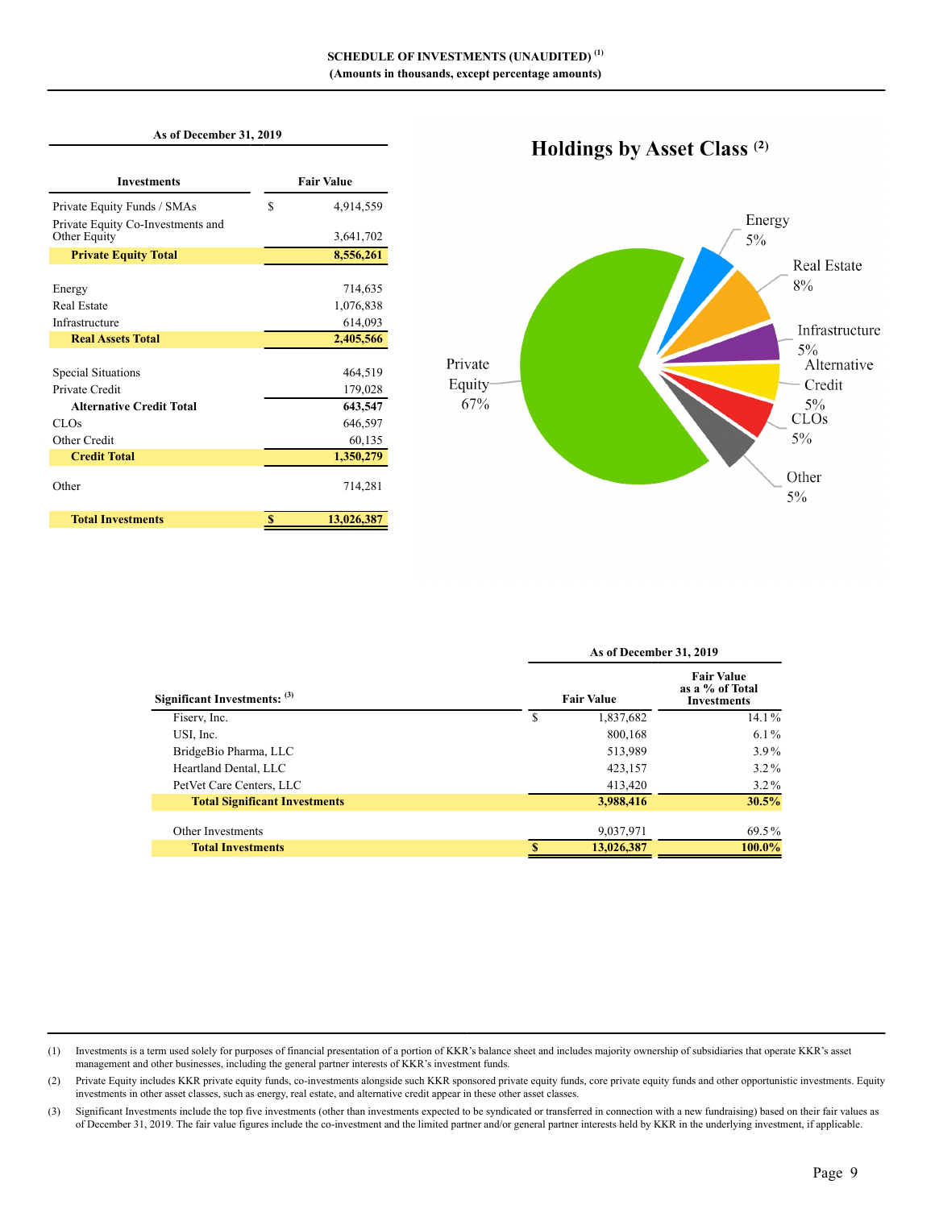**SCHEDULE OF INVESTMENTS (UNAUDITED)** [1]
**(Amounts in thousands, except percentage amounts)**

| As of December 31, 2019 | |
|---|---|
| **Investments** | **Fair Value** |
| Private Equity Funds / SMAs | $ 4,914,559 |
| Private Equity Co-Investments and Other Equity | 3,641,702 |
| **Private Equity Total** | **8,556,261** |
| | |
| Energy | 714,635 |
| Real Estate | 1,076,838 |
| Infrastructure | 614,093 |
| **Real Assets Total** | **2,405,566** |
| | |
| Special Situations | 464,519 |
| Private Credit | 179,028 |
| **Alternative Credit Total** | **643,547** |
| CLOs | 646,597 |
| Other Credit | 60,135 |
| **Credit Total** | **1,350,279** |
| | |
| Other | 714,281 |
| | |
| **Total Investments** | **$ 13,026,387** |

## Holdings by Asset Class [2]

| Asset Class | % |
|---|---|
| Private Equity | 67% |
| Energy | 5% |
| Real Estate | 8% |
| Infrastructure | 5% |
| Alternative Credit | 5% |
| CLOs | 5% |
| Other | 5% |

| Significant Investments: [3] | As of December 31, 2019 Fair Value | Fair Value as a % of Total Investments |
|---|---|---|
| Fiserv, Inc. | $ 1,837,682 | 14.1% |
| USI, Inc. | 800,168 | 6.1% |
| BridgeBio Pharma, LLC | 513,989 | 3.9% |
| Heartland Dental, LLC | 423,157 | 3.2% |
| PetVet Care Centers, LLC | 413,420 | 3.2% |
| **Total Significant Investments** | **3,988,416** | **30.5%** |
| | | |
| Other Investments | 9,037,971 | 69.5% |
| **Total Investments** | **$ 13,026,387** | **100.0%** |

(1) Investments is a term used solely for purposes of financial presentation of a portion of KKR's balance sheet and includes majority ownership of subsidiaries that operate KKR's asset management and other businesses, including the general partner interests of KKR's investment funds.

(2) Private Equity includes KKR private equity funds, co-investments alongside such KKR sponsored private equity funds, core private equity funds and other opportunistic investments. Equity investments in other asset classes, such as energy, real estate, and alternative credit appear in these other asset classes.

(3) Significant Investments include the top five investments (other than investments expected to be syndicated or transferred in connection with a new fundraising) based on their fair values as of December 31, 2019. The fair value figures include the co-investment and the limited partner and/or general partner interests held by KKR in the underlying investment, if applicable.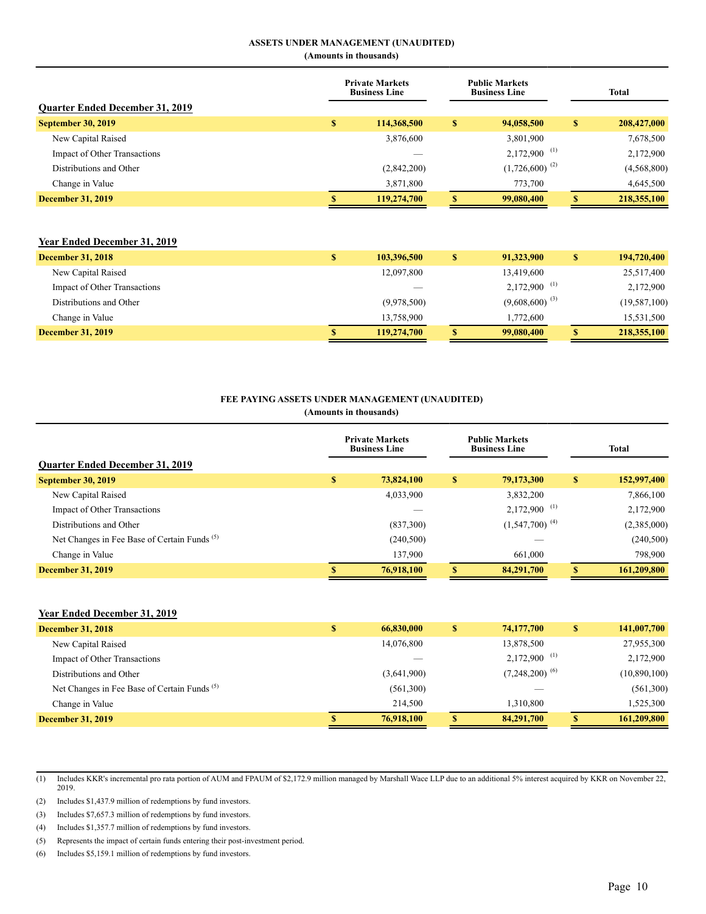## ASSETS UNDER MANAGEMENT (UNAUDITED)

**(Amounts in thousands)**

| | Private Markets Business Line | Public Markets Business Line | Total |
|---|---|---|---|
| **Quarter Ended December 31, 2019** | | | |
| **September 30, 2019** | **$ 114,368,500** | **$ 94,058,500** | **$ 208,427,000** |
| New Capital Raised | 3,876,600 | 3,801,900 | 7,678,500 |
| Impact of Other Transactions | — | 2,172,900 (1) | 2,172,900 |
| Distributions and Other | (2,842,200) | (1,726,600) (2) | (4,568,800) |
| Change in Value | 3,871,800 | 773,700 | 4,645,500 |
| **December 31, 2019** | **$ 119,274,700** | **$ 99,080,400** | **$ 218,355,100** |
| | | | |
| **Year Ended December 31, 2019** | | | |
| **December 31, 2018** | **$ 103,396,500** | **$ 91,323,900** | **$ 194,720,400** |
| New Capital Raised | 12,097,800 | 13,419,600 | 25,517,400 |
| Impact of Other Transactions | — | 2,172,900 (1) | 2,172,900 |
| Distributions and Other | (9,978,500) | (9,608,600) (3) | (19,587,100) |
| Change in Value | 13,758,900 | 1,772,600 | 15,531,500 |
| **December 31, 2019** | **$ 119,274,700** | **$ 99,080,400** | **$ 218,355,100** |

## FEE PAYING ASSETS UNDER MANAGEMENT (UNAUDITED)

**(Amounts in thousands)**

| | Private Markets Business Line | Public Markets Business Line | Total |
|---|---|---|---|
| **Quarter Ended December 31, 2019** | | | |
| **September 30, 2019** | **$ 73,824,100** | **$ 79,173,300** | **$ 152,997,400** |
| New Capital Raised | 4,033,900 | 3,832,200 | 7,866,100 |
| Impact of Other Transactions | — | 2,172,900 (1) | 2,172,900 |
| Distributions and Other | (837,300) | (1,547,700) (4) | (2,385,000) |
| Net Changes in Fee Base of Certain Funds (5) | (240,500) | — | (240,500) |
| Change in Value | 137,900 | 661,000 | 798,900 |
| **December 31, 2019** | **$ 76,918,100** | **$ 84,291,700** | **$ 161,209,800** |
| | | | |
| **Year Ended December 31, 2019** | | | |
| **December 31, 2018** | **$ 66,830,000** | **$ 74,177,700** | **$ 141,007,700** |
| New Capital Raised | 14,076,800 | 13,878,500 | 27,955,300 |
| Impact of Other Transactions | — | 2,172,900 (1) | 2,172,900 |
| Distributions and Other | (3,641,900) | (7,248,200) (6) | (10,890,100) |
| Net Changes in Fee Base of Certain Funds (5) | (561,300) | — | (561,300) |
| Change in Value | 214,500 | 1,310,800 | 1,525,300 |
| **December 31, 2019** | **$ 76,918,100** | **$ 84,291,700** | **$ 161,209,800** |

(1) Includes KKR's incremental pro rata portion of AUM and FPAUM of $2,172.9 million managed by Marshall Wace LLP due to an additional 5% interest acquired by KKR on November 22, 2019.

(2) Includes $1,437.9 million of redemptions by fund investors.

(3) Includes $7,657.3 million of redemptions by fund investors.

(4) Includes $1,357.7 million of redemptions by fund investors.

(5) Represents the impact of certain funds entering their post-investment period.

(6) Includes $5,159.1 million of redemptions by fund investors.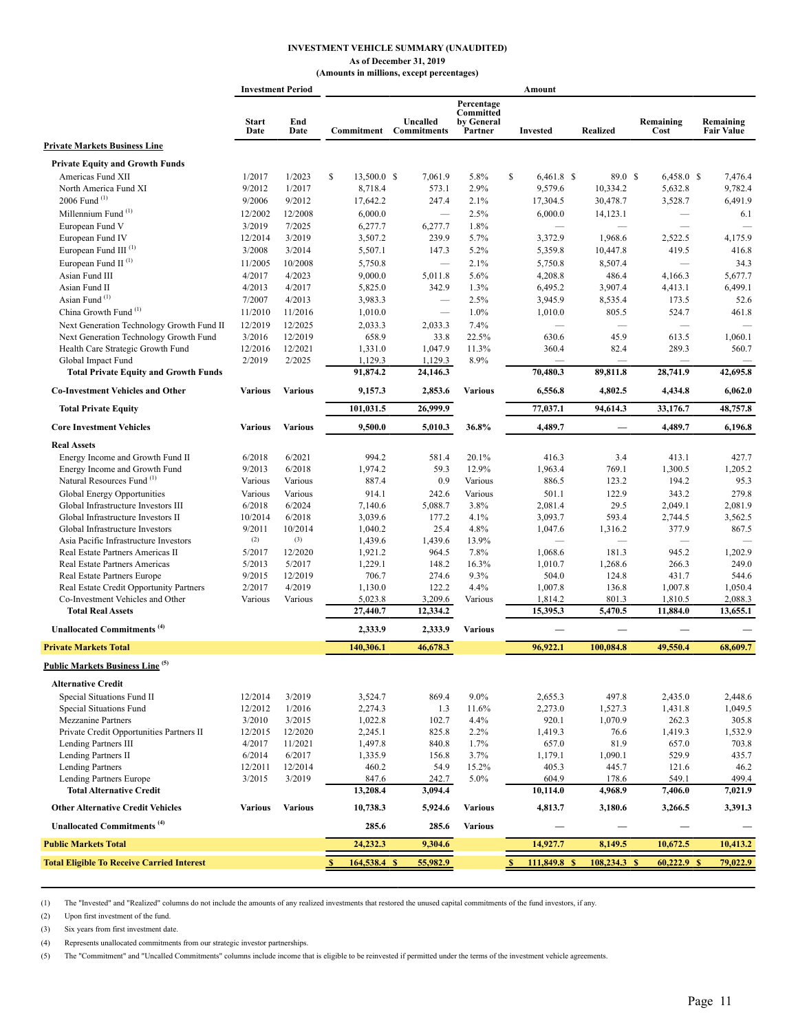**INVESTMENT VEHICLE SUMMARY (UNAUDITED)**

**As of December 31, 2019**

**(Amounts in millions, except percentages)**

| | Investment Period | | Amount | | | | | | | |
|---|---|---|---|---|---|---|---|---|---|---|
| | Start Date | End Date | Commitment | Uncalled Commitments | Percentage Committed by General Partner | Invested | Realized | Remaining Cost | Remaining Fair Value |
| **Private Markets Business Line** | | | | | | | | | |
| **Private Equity and Growth Funds** | | | | | | | | | |
| Americas Fund XII | 1/2017 | 1/2023 | $ 13,500.0 | $ 7,061.9 | 5.8% | $ 6,461.8 | $ 89.0 | $ 6,458.0 | $ 7,476.4 |
| North America Fund XI | 9/2012 | 1/2017 | 8,718.4 | 573.1 | 2.9% | 9,579.6 | 10,334.2 | 5,632.8 | 9,782.4 |
| 2006 Fund [(1)] | 9/2006 | 9/2012 | 17,642.2 | 247.4 | 2.1% | 17,304.5 | 30,478.7 | 3,528.7 | 6,491.9 |
| Millennium Fund [(1)] | 12/2002 | 12/2008 | 6,000.0 | — | 2.5% | 6,000.0 | 14,123.1 | — | 6.1 |
| European Fund V | 3/2019 | 7/2025 | 6,277.7 | 6,277.7 | 1.8% | — | — | — | — |
| European Fund IV | 12/2014 | 3/2019 | 3,507.2 | 239.9 | 5.7% | 3,372.9 | 1,968.6 | 2,522.5 | 4,175.9 |
| European Fund III [(1)] | 3/2008 | 3/2014 | 5,507.1 | 147.3 | 5.2% | 5,359.8 | 10,447.8 | 419.5 | 416.8 |
| European Fund II [(1)] | 11/2005 | 10/2008 | 5,750.8 | — | 2.1% | 5,750.8 | 8,507.4 | — | 34.3 |
| Asian Fund III | 4/2017 | 4/2023 | 9,000.0 | 5,011.8 | 5.6% | 4,208.8 | 486.4 | 4,166.3 | 5,677.7 |
| Asian Fund II | 4/2013 | 4/2017 | 5,825.0 | 342.9 | 1.3% | 6,495.2 | 3,907.4 | 4,413.1 | 6,499.1 |
| Asian Fund [(1)] | 7/2007 | 4/2013 | 3,983.3 | — | 2.5% | 3,945.9 | 8,535.4 | 173.5 | 52.6 |
| China Growth Fund [(1)] | 11/2010 | 11/2016 | 1,010.0 | — | 1.0% | 1,010.0 | 805.5 | 524.7 | 461.8 |
| Next Generation Technology Growth Fund II | 12/2019 | 12/2025 | 2,033.3 | 2,033.3 | 7.4% | — | — | — | — |
| Next Generation Technology Growth Fund | 3/2016 | 12/2019 | 658.9 | 33.8 | 22.5% | 630.6 | 45.9 | 613.5 | 1,060.1 |
| Health Care Strategic Growth Fund | 12/2016 | 12/2021 | 1,331.0 | 1,047.9 | 11.3% | 360.4 | 82.4 | 289.3 | 560.7 |
| Global Impact Fund | 2/2019 | 2/2025 | 1,129.3 | 1,129.3 | 8.9% | — | — | — | — |
| **Total Private Equity and Growth Funds** | | | **91,874.2** | **24,146.3** | | **70,480.3** | **89,811.8** | **28,741.9** | **42,695.8** |
| **Co-Investment Vehicles and Other** | **Various** | **Various** | **9,157.3** | **2,853.6** | **Various** | **6,556.8** | **4,802.5** | **4,434.8** | **6,062.0** |
| **Total Private Equity** | | | **101,031.5** | **26,999.9** | | **77,037.1** | **94,614.3** | **33,176.7** | **48,757.8** |
| **Core Investment Vehicles** | **Various** | **Various** | **9,500.0** | **5,010.3** | **36.8%** | **4,489.7** | **—** | **4,489.7** | **6,196.8** |
| **Real Assets** | | | | | | | | | |
| Energy Income and Growth Fund II | 6/2018 | 6/2021 | 994.2 | 581.4 | 20.1% | 416.3 | 3.4 | 413.1 | 427.7 |
| Energy Income and Growth Fund | 9/2013 | 6/2018 | 1,974.2 | 59.3 | 12.9% | 1,963.4 | 769.1 | 1,300.5 | 1,205.2 |
| Natural Resources Fund [(1)] | Various | Various | 887.4 | 0.9 | Various | 886.5 | 123.2 | 194.2 | 95.3 |
| Global Energy Opportunities | Various | Various | 914.1 | 242.6 | Various | 501.1 | 122.9 | 343.2 | 279.8 |
| Global Infrastructure Investors III | 6/2018 | 6/2024 | 7,140.6 | 5,088.7 | 3.8% | 2,081.4 | 29.5 | 2,049.1 | 2,081.9 |
| Global Infrastructure Investors II | 10/2014 | 6/2018 | 3,039.6 | 177.2 | 4.1% | 3,093.7 | 593.4 | 2,744.5 | 3,562.5 |
| Global Infrastructure Investors | 9/2011 | 10/2014 | 1,040.2 | 25.4 | 4.8% | 1,047.6 | 1,316.2 | 377.9 | 867.5 |
| Asia Pacific Infrastructure Investors | (2) | (3) | 1,439.6 | 1,439.6 | 13.9% | — | — | — | — |
| Real Estate Partners Americas II | 5/2017 | 12/2020 | 1,921.2 | 964.5 | 7.8% | 1,068.6 | 181.3 | 945.2 | 1,202.9 |
| Real Estate Partners Americas | 5/2013 | 5/2017 | 1,229.1 | 148.2 | 16.3% | 1,010.7 | 1,268.6 | 266.3 | 249.0 |
| Real Estate Partners Europe | 9/2015 | 12/2019 | 706.7 | 274.6 | 9.3% | 504.0 | 124.8 | 431.7 | 544.6 |
| Real Estate Credit Opportunity Partners | 2/2017 | 4/2019 | 1,130.0 | 122.2 | 4.4% | 1,007.8 | 136.8 | 1,007.8 | 1,050.4 |
| Co-Investment Vehicles and Other | Various | Various | 5,023.8 | 3,209.6 | Various | 1,814.2 | 801.3 | 1,810.5 | 2,088.3 |
| **Total Real Assets** | | | **27,440.7** | **12,334.2** | | **15,395.3** | **5,470.5** | **11,884.0** | **13,655.1** |
| **Unallocated Commitments [(4)]** | | | **2,333.9** | **2,333.9** | **Various** | **—** | **—** | **—** | **—** |
| **Private Markets Total** | | | **140,306.1** | **46,678.3** | | **96,922.1** | **100,084.8** | **49,550.4** | **68,609.7** |
| **Public Markets Business Line [(5)]** | | | | | | | | | |
| **Alternative Credit** | | | | | | | | | |
| Special Situations Fund II | 12/2014 | 3/2019 | 3,524.7 | 869.4 | 9.0% | 2,655.3 | 497.8 | 2,435.0 | 2,448.6 |
| Special Situations Fund | 12/2012 | 1/2016 | 2,274.3 | 1.3 | 11.6% | 2,273.0 | 1,527.3 | 1,431.8 | 1,049.5 |
| Mezzanine Partners | 3/2010 | 3/2015 | 1,022.8 | 102.7 | 4.4% | 920.1 | 1,070.9 | 262.3 | 305.8 |
| Private Credit Opportunities Partners II | 12/2015 | 12/2020 | 2,245.1 | 825.8 | 2.2% | 1,419.3 | 76.6 | 1,419.3 | 1,532.9 |
| Lending Partners III | 4/2017 | 11/2021 | 1,497.8 | 840.8 | 1.7% | 657.0 | 81.9 | 657.0 | 703.8 |
| Lending Partners II | 6/2014 | 6/2017 | 1,335.9 | 156.8 | 3.7% | 1,179.1 | 1,090.1 | 529.9 | 435.7 |
| Lending Partners | 12/2011 | 12/2014 | 460.2 | 54.9 | 15.2% | 405.3 | 445.7 | 121.6 | 46.2 |
| Lending Partners Europe | 3/2015 | 3/2019 | 847.6 | 242.7 | 5.0% | 604.9 | 178.6 | 549.1 | 499.4 |
| **Total Alternative Credit** | | | **13,208.4** | **3,094.4** | | **10,114.0** | **4,968.9** | **7,406.0** | **7,021.9** |
| **Other Alternative Credit Vehicles** | **Various** | **Various** | **10,738.3** | **5,924.6** | **Various** | **4,813.7** | **3,180.6** | **3,266.5** | **3,391.3** |
| **Unallocated Commitments [(4)]** | | | **285.6** | **285.6** | **Various** | **—** | **—** | **—** | **—** |
| **Public Markets Total** | | | **24,232.3** | **9,304.6** | | **14,927.7** | **8,149.5** | **10,672.5** | **10,413.2** |
| **Total Eligible To Receive Carried Interest** | | | **$ 164,538.4** | **$ 55,982.9** | | **$ 111,849.8** | **$ 108,234.3** | **$ 60,222.9** | **$ 79,022.9** |

(1) The "Invested" and "Realized" columns do not include the amounts of any realized investments that restored the unused capital commitments of the fund investors, if any.

(2) Upon first investment of the fund.

(3) Six years from first investment date.

(4) Represents unallocated commitments from our strategic investor partnerships.

(5) The "Commitment" and "Uncalled Commitments" columns include income that is eligible to be reinvested if permitted under the terms of the investment vehicle agreements.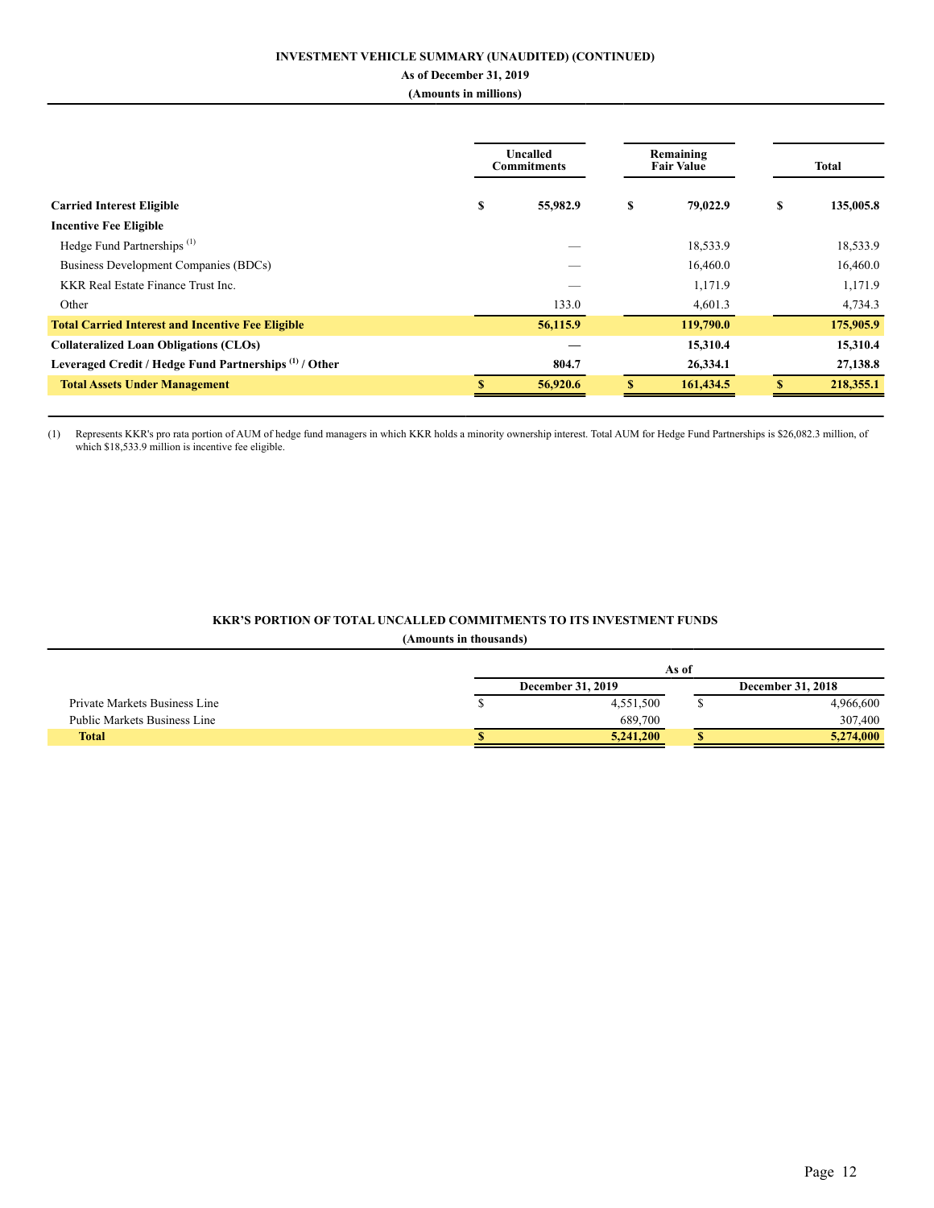**INVESTMENT VEHICLE SUMMARY (UNAUDITED) (CONTINUED)**

**As of December 31, 2019**

**(Amounts in millions)**

| | Uncalled Commitments | Remaining Fair Value | Total |
|---|---|---|---|
| **Carried Interest Eligible** | $ 55,982.9 | $ 79,022.9 | $ 135,005.8 |
| **Incentive Fee Eligible** | | | |
| Hedge Fund Partnerships [1] | — | 18,533.9 | 18,533.9 |
| Business Development Companies (BDCs) | — | 16,460.0 | 16,460.0 |
| KKR Real Estate Finance Trust Inc. | — | 1,171.9 | 1,171.9 |
| Other | 133.0 | 4,601.3 | 4,734.3 |
| **Total Carried Interest and Incentive Fee Eligible** | **56,115.9** | **119,790.0** | **175,905.9** |
| **Collateralized Loan Obligations (CLOs)** | **—** | **15,310.4** | **15,310.4** |
| **Leveraged Credit / Hedge Fund Partnerships [1] / Other** | **804.7** | **26,334.1** | **27,138.8** |
| **Total Assets Under Management** | **$ 56,920.6** | **$ 161,434.5** | **$ 218,355.1** |

(1) Represents KKR's pro rata portion of AUM of hedge fund managers in which KKR holds a minority ownership interest. Total AUM for Hedge Fund Partnerships is $26,082.3 million, of which $18,533.9 million is incentive fee eligible.

**KKR'S PORTION OF TOTAL UNCALLED COMMITMENTS TO ITS INVESTMENT FUNDS**

**(Amounts in thousands)**

| | As of | |
|---|---|---|
| | December 31, 2019 | December 31, 2018 |
| Private Markets Business Line | $ 4,551,500 | $ 4,966,600 |
| Public Markets Business Line | 689,700 | 307,400 |
| **Total** | **$ 5,241,200** | **$ 5,274,000** |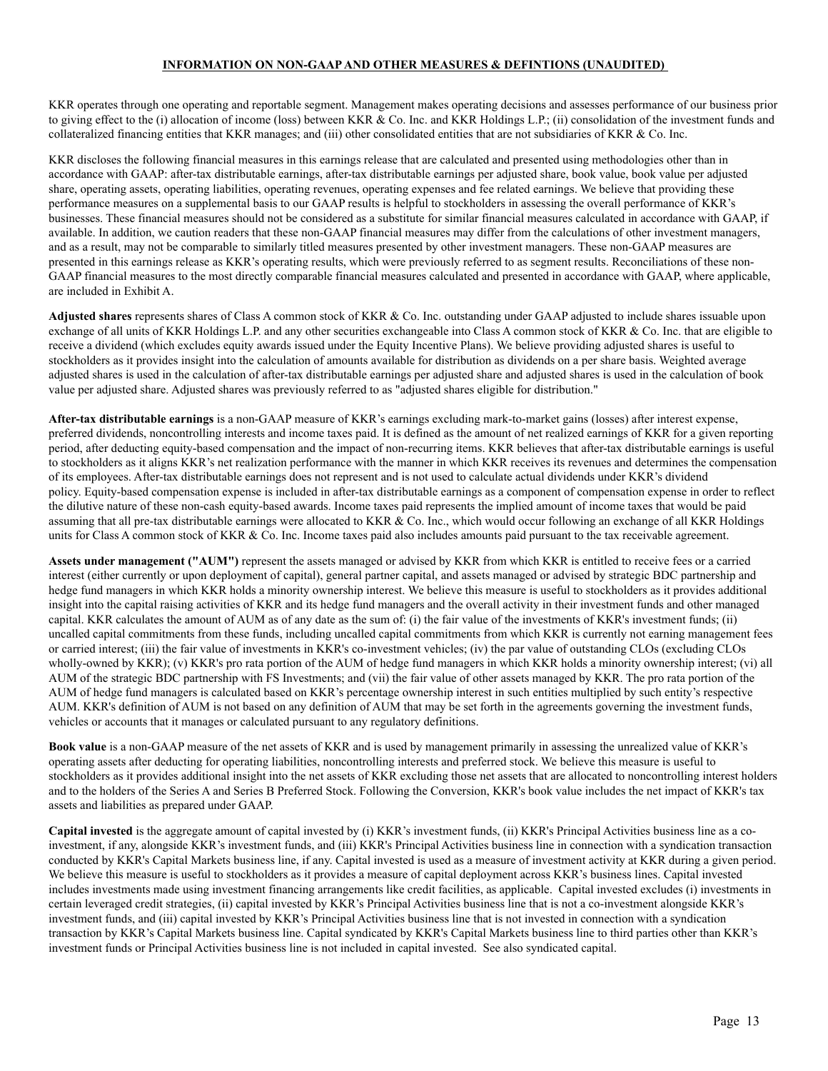## INFORMATION ON NON-GAAP AND OTHER MEASURES & DEFINTIONS (UNAUDITED)

KKR operates through one operating and reportable segment. Management makes operating decisions and assesses performance of our business prior to giving effect to the (i) allocation of income (loss) between KKR & Co. Inc. and KKR Holdings L.P.; (ii) consolidation of the investment funds and collateralized financing entities that KKR manages; and (iii) other consolidated entities that are not subsidiaries of KKR & Co. Inc.

KKR discloses the following financial measures in this earnings release that are calculated and presented using methodologies other than in accordance with GAAP: after-tax distributable earnings, after-tax distributable earnings per adjusted share, book value, book value per adjusted share, operating assets, operating liabilities, operating revenues, operating expenses and fee related earnings. We believe that providing these performance measures on a supplemental basis to our GAAP results is helpful to stockholders in assessing the overall performance of KKR's businesses. These financial measures should not be considered as a substitute for similar financial measures calculated in accordance with GAAP, if available. In addition, we caution readers that these non-GAAP financial measures may differ from the calculations of other investment managers, and as a result, may not be comparable to similarly titled measures presented by other investment managers. These non-GAAP measures are presented in this earnings release as KKR's operating results, which were previously referred to as segment results. Reconciliations of these non-GAAP financial measures to the most directly comparable financial measures calculated and presented in accordance with GAAP, where applicable, are included in Exhibit A.

**Adjusted shares** represents shares of Class A common stock of KKR & Co. Inc. outstanding under GAAP adjusted to include shares issuable upon exchange of all units of KKR Holdings L.P. and any other securities exchangeable into Class A common stock of KKR & Co. Inc. that are eligible to receive a dividend (which excludes equity awards issued under the Equity Incentive Plans). We believe providing adjusted shares is useful to stockholders as it provides insight into the calculation of amounts available for distribution as dividends on a per share basis. Weighted average adjusted shares is used in the calculation of after-tax distributable earnings per adjusted share and adjusted shares is used in the calculation of book value per adjusted share. Adjusted shares was previously referred to as "adjusted shares eligible for distribution."

**After-tax distributable earnings** is a non-GAAP measure of KKR's earnings excluding mark-to-market gains (losses) after interest expense, preferred dividends, noncontrolling interests and income taxes paid. It is defined as the amount of net realized earnings of KKR for a given reporting period, after deducting equity-based compensation and the impact of non-recurring items. KKR believes that after-tax distributable earnings is useful to stockholders as it aligns KKR's net realization performance with the manner in which KKR receives its revenues and determines the compensation of its employees. After-tax distributable earnings does not represent and is not used to calculate actual dividends under KKR's dividend policy. Equity-based compensation expense is included in after-tax distributable earnings as a component of compensation expense in order to reflect the dilutive nature of these non-cash equity-based awards. Income taxes paid represents the implied amount of income taxes that would be paid assuming that all pre-tax distributable earnings were allocated to KKR & Co. Inc., which would occur following an exchange of all KKR Holdings units for Class A common stock of KKR & Co. Inc. Income taxes paid also includes amounts paid pursuant to the tax receivable agreement.

**Assets under management ("AUM")** represent the assets managed or advised by KKR from which KKR is entitled to receive fees or a carried interest (either currently or upon deployment of capital), general partner capital, and assets managed or advised by strategic BDC partnership and hedge fund managers in which KKR holds a minority ownership interest. We believe this measure is useful to stockholders as it provides additional insight into the capital raising activities of KKR and its hedge fund managers and the overall activity in their investment funds and other managed capital. KKR calculates the amount of AUM as of any date as the sum of: (i) the fair value of the investments of KKR's investment funds; (ii) uncalled capital commitments from these funds, including uncalled capital commitments from which KKR is currently not earning management fees or carried interest; (iii) the fair value of investments in KKR's co-investment vehicles; (iv) the par value of outstanding CLOs (excluding CLOs wholly-owned by KKR); (v) KKR's pro rata portion of the AUM of hedge fund managers in which KKR holds a minority ownership interest; (vi) all AUM of the strategic BDC partnership with FS Investments; and (vii) the fair value of other assets managed by KKR. The pro rata portion of the AUM of hedge fund managers is calculated based on KKR's percentage ownership interest in such entities multiplied by such entity's respective AUM. KKR's definition of AUM is not based on any definition of AUM that may be set forth in the agreements governing the investment funds, vehicles or accounts that it manages or calculated pursuant to any regulatory definitions.

**Book value** is a non-GAAP measure of the net assets of KKR and is used by management primarily in assessing the unrealized value of KKR's operating assets after deducting for operating liabilities, noncontrolling interests and preferred stock. We believe this measure is useful to stockholders as it provides additional insight into the net assets of KKR excluding those net assets that are allocated to noncontrolling interest holders and to the holders of the Series A and Series B Preferred Stock. Following the Conversion, KKR's book value includes the net impact of KKR's tax assets and liabilities as prepared under GAAP.

**Capital invested** is the aggregate amount of capital invested by (i) KKR's investment funds, (ii) KKR's Principal Activities business line as a co-investment, if any, alongside KKR's investment funds, and (iii) KKR's Principal Activities business line in connection with a syndication transaction conducted by KKR's Capital Markets business line, if any. Capital invested is used as a measure of investment activity at KKR during a given period. We believe this measure is useful to stockholders as it provides a measure of capital deployment across KKR's business lines. Capital invested includes investments made using investment financing arrangements like credit facilities, as applicable. Capital invested excludes (i) investments in certain leveraged credit strategies, (ii) capital invested by KKR's Principal Activities business line that is not a co-investment alongside KKR's investment funds, and (iii) capital invested by KKR's Principal Activities business line that is not invested in connection with a syndication transaction by KKR's Capital Markets business line. Capital syndicated by KKR's Capital Markets business line to third parties other than KKR's investment funds or Principal Activities business line is not included in capital invested. See also syndicated capital.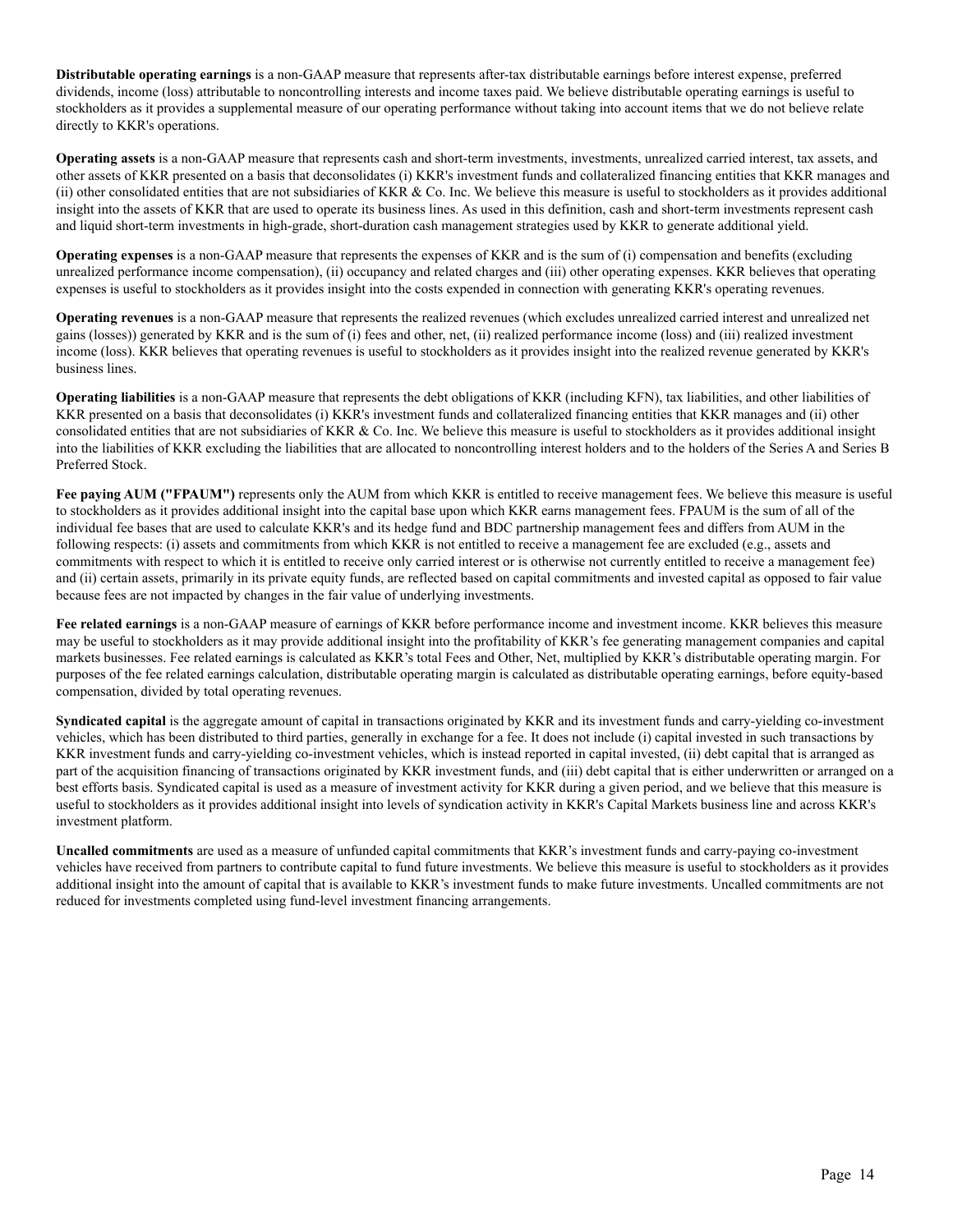**Distributable operating earnings** is a non-GAAP measure that represents after-tax distributable earnings before interest expense, preferred dividends, income (loss) attributable to noncontrolling interests and income taxes paid. We believe distributable operating earnings is useful to stockholders as it provides a supplemental measure of our operating performance without taking into account items that we do not believe relate directly to KKR's operations.

**Operating assets** is a non-GAAP measure that represents cash and short-term investments, investments, unrealized carried interest, tax assets, and other assets of KKR presented on a basis that deconsolidates (i) KKR's investment funds and collateralized financing entities that KKR manages and (ii) other consolidated entities that are not subsidiaries of KKR & Co. Inc. We believe this measure is useful to stockholders as it provides additional insight into the assets of KKR that are used to operate its business lines. As used in this definition, cash and short-term investments represent cash and liquid short-term investments in high-grade, short-duration cash management strategies used by KKR to generate additional yield.

**Operating expenses** is a non-GAAP measure that represents the expenses of KKR and is the sum of (i) compensation and benefits (excluding unrealized performance income compensation), (ii) occupancy and related charges and (iii) other operating expenses. KKR believes that operating expenses is useful to stockholders as it provides insight into the costs expended in connection with generating KKR's operating revenues.

**Operating revenues** is a non-GAAP measure that represents the realized revenues (which excludes unrealized carried interest and unrealized net gains (losses)) generated by KKR and is the sum of (i) fees and other, net, (ii) realized performance income (loss) and (iii) realized investment income (loss). KKR believes that operating revenues is useful to stockholders as it provides insight into the realized revenue generated by KKR's business lines.

**Operating liabilities** is a non-GAAP measure that represents the debt obligations of KKR (including KFN), tax liabilities, and other liabilities of KKR presented on a basis that deconsolidates (i) KKR's investment funds and collateralized financing entities that KKR manages and (ii) other consolidated entities that are not subsidiaries of KKR & Co. Inc. We believe this measure is useful to stockholders as it provides additional insight into the liabilities of KKR excluding the liabilities that are allocated to noncontrolling interest holders and to the holders of the Series A and Series B Preferred Stock.

**Fee paying AUM ("FPAUM")** represents only the AUM from which KKR is entitled to receive management fees. We believe this measure is useful to stockholders as it provides additional insight into the capital base upon which KKR earns management fees. FPAUM is the sum of all of the individual fee bases that are used to calculate KKR's and its hedge fund and BDC partnership management fees and differs from AUM in the following respects: (i) assets and commitments from which KKR is not entitled to receive a management fee are excluded (e.g., assets and commitments with respect to which it is entitled to receive only carried interest or is otherwise not currently entitled to receive a management fee) and (ii) certain assets, primarily in its private equity funds, are reflected based on capital commitments and invested capital as opposed to fair value because fees are not impacted by changes in the fair value of underlying investments.

**Fee related earnings** is a non-GAAP measure of earnings of KKR before performance income and investment income. KKR believes this measure may be useful to stockholders as it may provide additional insight into the profitability of KKR's fee generating management companies and capital markets businesses. Fee related earnings is calculated as KKR's total Fees and Other, Net, multiplied by KKR's distributable operating margin. For purposes of the fee related earnings calculation, distributable operating margin is calculated as distributable operating earnings, before equity-based compensation, divided by total operating revenues.

**Syndicated capital** is the aggregate amount of capital in transactions originated by KKR and its investment funds and carry-yielding co-investment vehicles, which has been distributed to third parties, generally in exchange for a fee. It does not include (i) capital invested in such transactions by KKR investment funds and carry-yielding co-investment vehicles, which is instead reported in capital invested, (ii) debt capital that is arranged as part of the acquisition financing of transactions originated by KKR investment funds, and (iii) debt capital that is either underwritten or arranged on a best efforts basis. Syndicated capital is used as a measure of investment activity for KKR during a given period, and we believe that this measure is useful to stockholders as it provides additional insight into levels of syndication activity in KKR's Capital Markets business line and across KKR's investment platform.

**Uncalled commitments** are used as a measure of unfunded capital commitments that KKR's investment funds and carry-paying co-investment vehicles have received from partners to contribute capital to fund future investments. We believe this measure is useful to stockholders as it provides additional insight into the amount of capital that is available to KKR's investment funds to make future investments. Uncalled commitments are not reduced for investments completed using fund-level investment financing arrangements.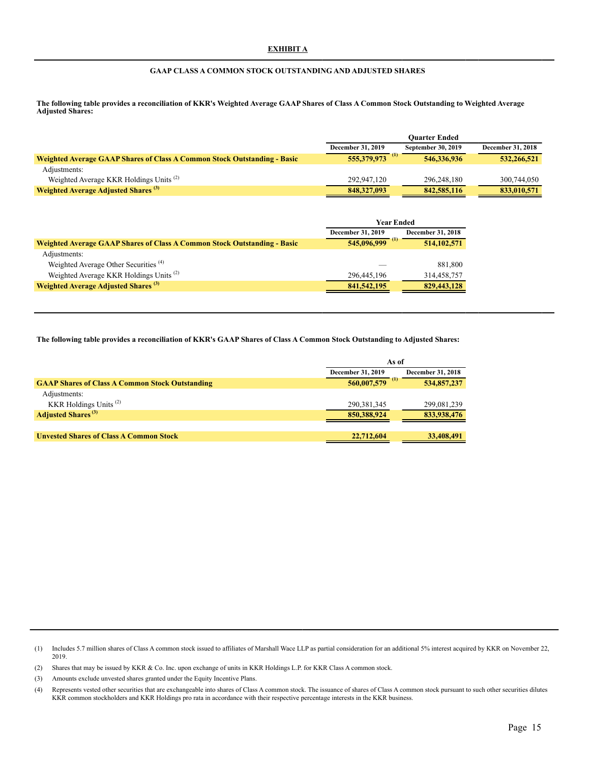**EXHIBIT A**

**GAAP CLASS A COMMON STOCK OUTSTANDING AND ADJUSTED SHARES**

**The following table provides a reconciliation of KKR's Weighted Average GAAP Shares of Class A Common Stock Outstanding to Weighted Average Adjusted Shares:**

| | Quarter Ended | | |
|---|---|---|---|
| | December 31, 2019 | September 30, 2019 | December 31, 2018 |
| **Weighted Average GAAP Shares of Class A Common Stock Outstanding - Basic** | **555,379,973** (1) | **546,336,936** | **532,266,521** |
| Adjustments: | | | |
| Weighted Average KKR Holdings Units (2) | 292,947,120 | 296,248,180 | 300,744,050 |
| **Weighted Average Adjusted Shares (3)** | **848,327,093** | **842,585,116** | **833,010,571** |

| | Year Ended | |
|---|---|---|
| | December 31, 2019 | December 31, 2018 |
| **Weighted Average GAAP Shares of Class A Common Stock Outstanding - Basic** | **545,096,999** (1) | **514,102,571** |
| Adjustments: | | |
| Weighted Average Other Securities (4) | — | 881,800 |
| Weighted Average KKR Holdings Units (2) | 296,445,196 | 314,458,757 |
| **Weighted Average Adjusted Shares (3)** | **841,542,195** | **829,443,128** |

**The following table provides a reconciliation of KKR's GAAP Shares of Class A Common Stock Outstanding to Adjusted Shares:**

| | As of | |
|---|---|---|
| | December 31, 2019 | December 31, 2018 |
| **GAAP Shares of Class A Common Stock Outstanding** | **560,007,579** (1) | **534,857,237** |
| Adjustments: | | |
| KKR Holdings Units (2) | 290,381,345 | 299,081,239 |
| **Adjusted Shares (3)** | **850,388,924** | **833,938,476** |
| | | |
| **Unvested Shares of Class A Common Stock** | **22,712,604** | **33,408,491** |

(1) Includes 5.7 million shares of Class A common stock issued to affiliates of Marshall Wace LLP as partial consideration for an additional 5% interest acquired by KKR on November 22, 2019.

(2) Shares that may be issued by KKR & Co. Inc. upon exchange of units in KKR Holdings L.P. for KKR Class A common stock.

(3) Amounts exclude unvested shares granted under the Equity Incentive Plans.

(4) Represents vested other securities that are exchangeable into shares of Class A common stock. The issuance of shares of Class A common stock pursuant to such other securities dilutes KKR common stockholders and KKR Holdings pro rata in accordance with their respective percentage interests in the KKR business.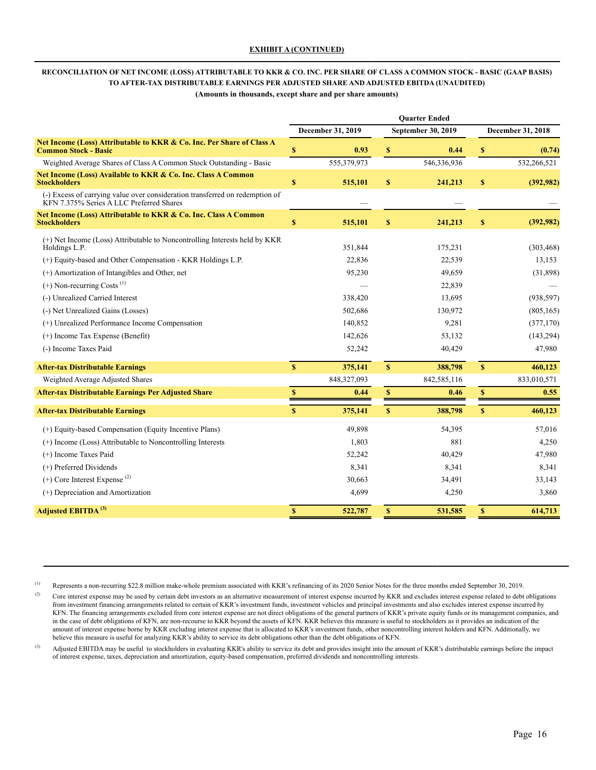**EXHIBIT A (CONTINUED)**

**RECONCILIATION OF NET INCOME (LOSS) ATTRIBUTABLE TO KKR & CO. INC. PER SHARE OF CLASS A COMMON STOCK - BASIC (GAAP BASIS) TO AFTER-TAX DISTRIBUTABLE EARNINGS PER ADJUSTED SHARE AND ADJUSTED EBITDA (UNAUDITED)**

**(Amounts in thousands, except share and per share amounts)**

| | Quarter Ended | | |
|---|---|---|---|
| | December 31, 2019 | September 30, 2019 | December 31, 2018 |
| **Net Income (Loss) Attributable to KKR & Co. Inc. Per Share of Class A Common Stock - Basic** | **$ 0.93** | **$ 0.44** | **$ (0.74)** |
| Weighted Average Shares of Class A Common Stock Outstanding - Basic | 555,379,973 | 546,336,936 | 532,266,521 |
| **Net Income (Loss) Available to KKR & Co. Inc. Class A Common Stockholders** | **$ 515,101** | **$ 241,213** | **$ (392,982)** |
| (-) Excess of carrying value over consideration transferred on redemption of KFN 7.375% Series A LLC Preferred Shares | — | — | — |
| **Net Income (Loss) Attributable to KKR & Co. Inc. Class A Common Stockholders** | **$ 515,101** | **$ 241,213** | **$ (392,982)** |
| (+) Net Income (Loss) Attributable to Noncontrolling Interests held by KKR Holdings L.P. | 351,844 | 175,231 | (303,468) |
| (+) Equity-based and Other Compensation - KKR Holdings L.P. | 22,836 | 22,539 | 13,153 |
| (+) Amortization of Intangibles and Other, net | 95,230 | 49,659 | (31,898) |
| (+) Non-recurring Costs [(1)] | — | 22,839 | — |
| (-) Unrealized Carried Interest | 338,420 | 13,695 | (938,597) |
| (-) Net Unrealized Gains (Losses) | 502,686 | 130,972 | (805,165) |
| (+) Unrealized Performance Income Compensation | 140,852 | 9,281 | (377,170) |
| (+) Income Tax Expense (Benefit) | 142,626 | 53,132 | (143,294) |
| (-) Income Taxes Paid | 52,242 | 40,429 | 47,980 |
| **After-tax Distributable Earnings** | **$ 375,141** | **$ 388,798** | **$ 460,123** |
| Weighted Average Adjusted Shares | 848,327,093 | 842,585,116 | 833,010,571 |
| **After-tax Distributable Earnings Per Adjusted Share** | **$ 0.44** | **$ 0.46** | **$ 0.55** |
| **After-tax Distributable Earnings** | **$ 375,141** | **$ 388,798** | **$ 460,123** |
| (+) Equity-based Compensation (Equity Incentive Plans) | 49,898 | 54,395 | 57,016 |
| (+) Income (Loss) Attributable to Noncontrolling Interests | 1,803 | 881 | 4,250 |
| (+) Income Taxes Paid | 52,242 | 40,429 | 47,980 |
| (+) Preferred Dividends | 8,341 | 8,341 | 8,341 |
| (+) Core Interest Expense [(2)] | 30,663 | 34,491 | 33,143 |
| (+) Depreciation and Amortization | 4,699 | 4,250 | 3,860 |
| **Adjusted EBITDA [(3)]** | **$ 522,787** | **$ 531,585** | **$ 614,713** |

(1) Represents a non-recurring $22.8 million make-whole premium associated with KKR's refinancing of its 2020 Senior Notes for the three months ended September 30, 2019.

(2) Core interest expense may be used by certain debt investors as an alternative measurement of interest expense incurred by KKR and excludes interest expense related to debt obligations from investment financing arrangements related to certain of KKR's investment funds, investment vehicles and principal investments and also excludes interest expense incurred by KFN. The financing arrangements excluded from core interest expense are not direct obligations of the general partners of KKR's private equity funds or its management companies, and in the case of debt obligations of KFN, are non-recourse to KKR beyond the assets of KFN. KKR believes this measure is useful to stockholders as it provides an indication of the amount of interest expense borne by KKR excluding interest expense that is allocated to KKR's investment funds, other noncontrolling interest holders and KFN. Additionally, we believe this measure is useful for analyzing KKR's ability to service its debt obligations other than the debt obligations of KFN.

(3) Adjusted EBITDA may be useful to stockholders in evaluating KKR's ability to service its debt and provides insight into the amount of KKR's distributable earnings before the impact of interest expense, taxes, depreciation and amortization, equity-based compensation, preferred dividends and noncontrolling interests.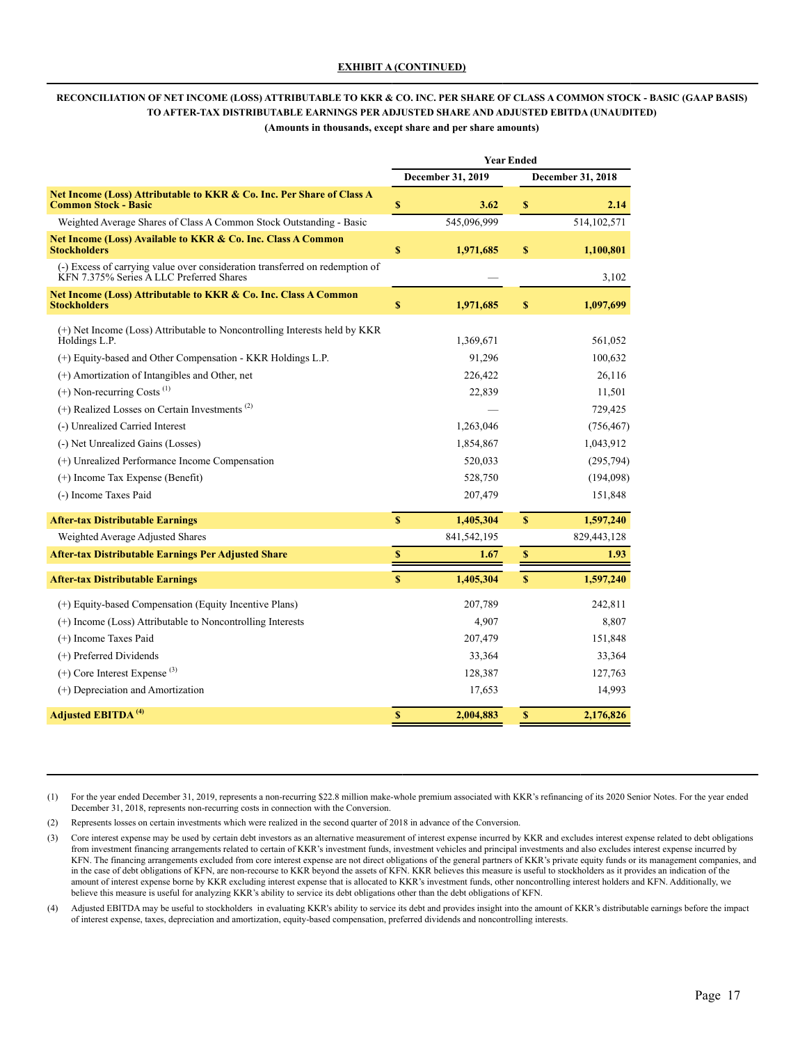**EXHIBIT A (CONTINUED)**

**RECONCILIATION OF NET INCOME (LOSS) ATTRIBUTABLE TO KKR & CO. INC. PER SHARE OF CLASS A COMMON STOCK - BASIC (GAAP BASIS) TO AFTER-TAX DISTRIBUTABLE EARNINGS PER ADJUSTED SHARE AND ADJUSTED EBITDA (UNAUDITED)**

**(Amounts in thousands, except share and per share amounts)**

| | Year Ended | |
|---|---|---|
| | December 31, 2019 | December 31, 2018 |
| **Net Income (Loss) Attributable to KKR & Co. Inc. Per Share of Class A Common Stock - Basic** | **$ 3.62** | **$ 2.14** |
| Weighted Average Shares of Class A Common Stock Outstanding - Basic | 545,096,999 | 514,102,571 |
| **Net Income (Loss) Available to KKR & Co. Inc. Class A Common Stockholders** | **$ 1,971,685** | **$ 1,100,801** |
| (-) Excess of carrying value over consideration transferred on redemption of KFN 7.375% Series A LLC Preferred Shares | — | 3,102 |
| **Net Income (Loss) Attributable to KKR & Co. Inc. Class A Common Stockholders** | **$ 1,971,685** | **$ 1,097,699** |
| (+) Net Income (Loss) Attributable to Noncontrolling Interests held by KKR Holdings L.P. | 1,369,671 | 561,052 |
| (+) Equity-based and Other Compensation - KKR Holdings L.P. | 91,296 | 100,632 |
| (+) Amortization of Intangibles and Other, net | 226,422 | 26,116 |
| (+) Non-recurring Costs (1) | 22,839 | 11,501 |
| (+) Realized Losses on Certain Investments (2) | — | 729,425 |
| (-) Unrealized Carried Interest | 1,263,046 | (756,467) |
| (-) Net Unrealized Gains (Losses) | 1,854,867 | 1,043,912 |
| (+) Unrealized Performance Income Compensation | 520,033 | (295,794) |
| (+) Income Tax Expense (Benefit) | 528,750 | (194,098) |
| (-) Income Taxes Paid | 207,479 | 151,848 |
| **After-tax Distributable Earnings** | **$ 1,405,304** | **$ 1,597,240** |
| Weighted Average Adjusted Shares | 841,542,195 | 829,443,128 |
| **After-tax Distributable Earnings Per Adjusted Share** | **$ 1.67** | **$ 1.93** |
| **After-tax Distributable Earnings** | **$ 1,405,304** | **$ 1,597,240** |
| (+) Equity-based Compensation (Equity Incentive Plans) | 207,789 | 242,811 |
| (+) Income (Loss) Attributable to Noncontrolling Interests | 4,907 | 8,807 |
| (+) Income Taxes Paid | 207,479 | 151,848 |
| (+) Preferred Dividends | 33,364 | 33,364 |
| (+) Core Interest Expense (3) | 128,387 | 127,763 |
| (+) Depreciation and Amortization | 17,653 | 14,993 |
| **Adjusted EBITDA (4)** | **$ 2,004,883** | **$ 2,176,826** |

(1) For the year ended December 31, 2019, represents a non-recurring $22.8 million make-whole premium associated with KKR's refinancing of its 2020 Senior Notes. For the year ended December 31, 2018, represents non-recurring costs in connection with the Conversion.

(2) Represents losses on certain investments which were realized in the second quarter of 2018 in advance of the Conversion.

(3) Core interest expense may be used by certain debt investors as an alternative measurement of interest expense incurred by KKR and excludes interest expense related to debt obligations from investment financing arrangements related to certain of KKR's investment funds, investment vehicles and principal investments and also excludes interest expense incurred by KFN. The financing arrangements excluded from core interest expense are not direct obligations of the general partners of KKR's private equity funds or its management companies, and in the case of debt obligations of KFN, are non-recourse to KKR beyond the assets of KFN. KKR believes this measure is useful to stockholders as it provides an indication of the amount of interest expense borne by KKR excluding interest expense that is allocated to KKR's investment funds, other noncontrolling interest holders and KFN. Additionally, we believe this measure is useful for analyzing KKR's ability to service its debt obligations other than the debt obligations of KFN.

(4) Adjusted EBITDA may be useful to stockholders in evaluating KKR's ability to service its debt and provides insight into the amount of KKR's distributable earnings before the impact of interest expense, taxes, depreciation and amortization, equity-based compensation, preferred dividends and noncontrolling interests.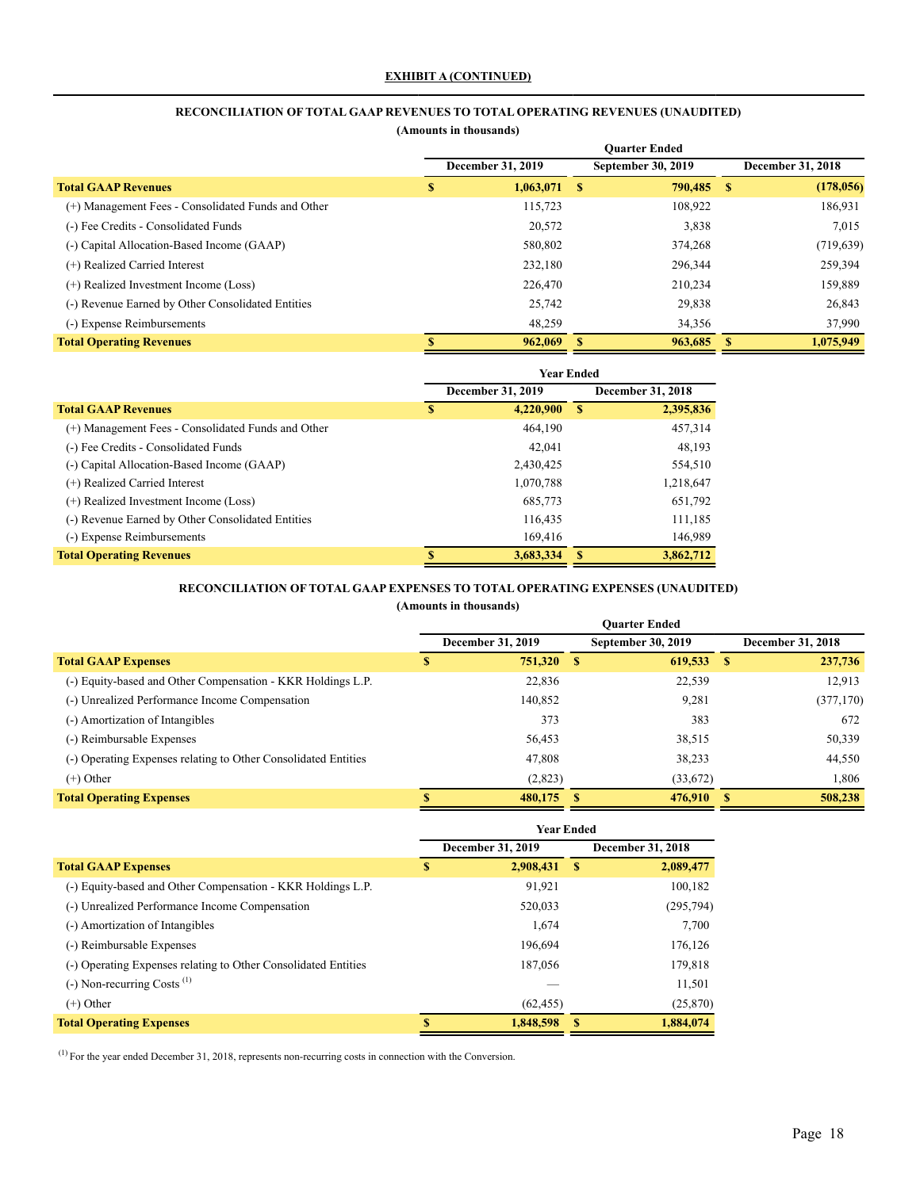**EXHIBIT A (CONTINUED)**

## RECONCILIATION OF TOTAL GAAP REVENUES TO TOTAL OPERATING REVENUES (UNAUDITED)

**(Amounts in thousands)**

| | Quarter Ended | | |
|---|---|---|---|
| | December 31, 2019 | September 30, 2019 | December 31, 2018 |
| **Total GAAP Revenues** | **$ 1,063,071** | **$ 790,485** | **$ (178,056)** |
| (+) Management Fees - Consolidated Funds and Other | 115,723 | 108,922 | 186,931 |
| (-) Fee Credits - Consolidated Funds | 20,572 | 3,838 | 7,015 |
| (-) Capital Allocation-Based Income (GAAP) | 580,802 | 374,268 | (719,639) |
| (+) Realized Carried Interest | 232,180 | 296,344 | 259,394 |
| (+) Realized Investment Income (Loss) | 226,470 | 210,234 | 159,889 |
| (-) Revenue Earned by Other Consolidated Entities | 25,742 | 29,838 | 26,843 |
| (-) Expense Reimbursements | 48,259 | 34,356 | 37,990 |
| **Total Operating Revenues** | **$ 962,069** | **$ 963,685** | **$ 1,075,949** |

| | Year Ended | |
|---|---|---|
| | December 31, 2019 | December 31, 2018 |
| **Total GAAP Revenues** | **$ 4,220,900** | **$ 2,395,836** |
| (+) Management Fees - Consolidated Funds and Other | 464,190 | 457,314 |
| (-) Fee Credits - Consolidated Funds | 42,041 | 48,193 |
| (-) Capital Allocation-Based Income (GAAP) | 2,430,425 | 554,510 |
| (+) Realized Carried Interest | 1,070,788 | 1,218,647 |
| (+) Realized Investment Income (Loss) | 685,773 | 651,792 |
| (-) Revenue Earned by Other Consolidated Entities | 116,435 | 111,185 |
| (-) Expense Reimbursements | 169,416 | 146,989 |
| **Total Operating Revenues** | **$ 3,683,334** | **$ 3,862,712** |

## RECONCILIATION OF TOTAL GAAP EXPENSES TO TOTAL OPERATING EXPENSES (UNAUDITED)

**(Amounts in thousands)**

| | Quarter Ended | | |
|---|---|---|---|
| | December 31, 2019 | September 30, 2019 | December 31, 2018 |
| **Total GAAP Expenses** | **$ 751,320** | **$ 619,533** | **$ 237,736** |
| (-) Equity-based and Other Compensation - KKR Holdings L.P. | 22,836 | 22,539 | 12,913 |
| (-) Unrealized Performance Income Compensation | 140,852 | 9,281 | (377,170) |
| (-) Amortization of Intangibles | 373 | 383 | 672 |
| (-) Reimbursable Expenses | 56,453 | 38,515 | 50,339 |
| (-) Operating Expenses relating to Other Consolidated Entities | 47,808 | 38,233 | 44,550 |
| (+) Other | (2,823) | (33,672) | 1,806 |
| **Total Operating Expenses** | **$ 480,175** | **$ 476,910** | **$ 508,238** |

| | Year Ended | |
|---|---|---|
| | December 31, 2019 | December 31, 2018 |
| **Total GAAP Expenses** | **$ 2,908,431** | **$ 2,089,477** |
| (-) Equity-based and Other Compensation - KKR Holdings L.P. | 91,921 | 100,182 |
| (-) Unrealized Performance Income Compensation | 520,033 | (295,794) |
| (-) Amortization of Intangibles | 1,674 | 7,700 |
| (-) Reimbursable Expenses | 196,694 | 176,126 |
| (-) Operating Expenses relating to Other Consolidated Entities | 187,056 | 179,818 |
| (-) Non-recurring Costs [1] | — | 11,501 |
| (+) Other | (62,455) | (25,870) |
| **Total Operating Expenses** | **$ 1,848,598** | **$ 1,884,074** |

[1] For the year ended December 31, 2018, represents non-recurring costs in connection with the Conversion.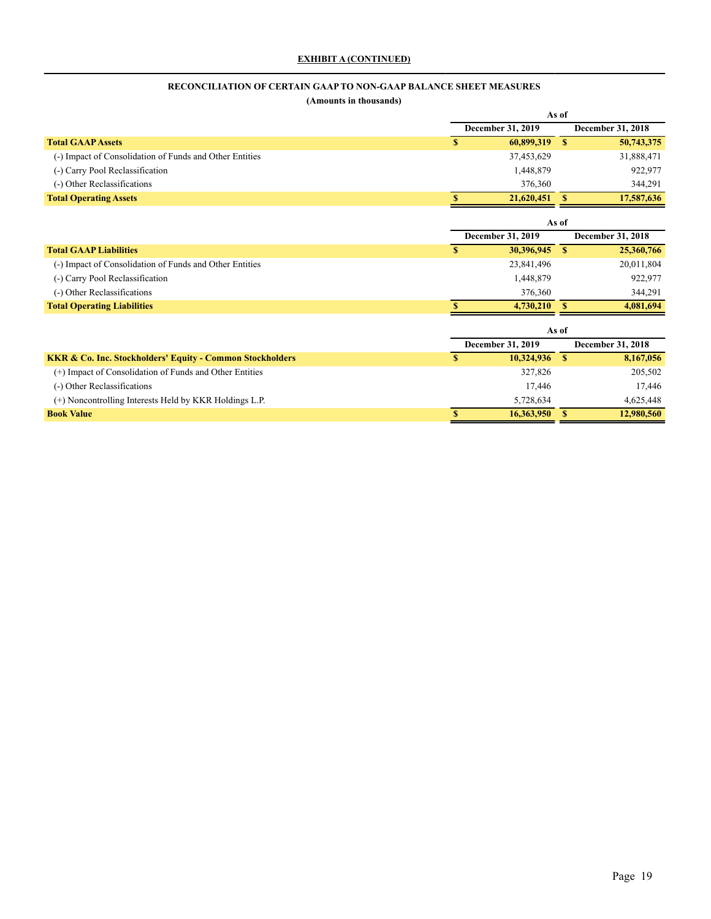**EXHIBIT A (CONTINUED)**

**RECONCILIATION OF CERTAIN GAAP TO NON-GAAP BALANCE SHEET MEASURES**

**(Amounts in thousands)**

| | As of | |
|---|---|---|
| | December 31, 2019 | December 31, 2018 |
| **Total GAAP Assets** | **$ 60,899,319** | **$ 50,743,375** |
| (-) Impact of Consolidation of Funds and Other Entities | 37,453,629 | 31,888,471 |
| (-) Carry Pool Reclassification | 1,448,879 | 922,977 |
| (-) Other Reclassifications | 376,360 | 344,291 |
| **Total Operating Assets** | **$ 21,620,451** | **$ 17,587,636** |

| | As of | |
|---|---|---|
| | December 31, 2019 | December 31, 2018 |
| **Total GAAP Liabilities** | **$ 30,396,945** | **$ 25,360,766** |
| (-) Impact of Consolidation of Funds and Other Entities | 23,841,496 | 20,011,804 |
| (-) Carry Pool Reclassification | 1,448,879 | 922,977 |
| (-) Other Reclassifications | 376,360 | 344,291 |
| **Total Operating Liabilities** | **$ 4,730,210** | **$ 4,081,694** |

| | As of | |
|---|---|---|
| | December 31, 2019 | December 31, 2018 |
| **KKR & Co. Inc. Stockholders' Equity - Common Stockholders** | **$ 10,324,936** | **$ 8,167,056** |
| (+) Impact of Consolidation of Funds and Other Entities | 327,826 | 205,502 |
| (-) Other Reclassifications | 17,446 | 17,446 |
| (+) Noncontrolling Interests Held by KKR Holdings L.P. | 5,728,634 | 4,625,448 |
| **Book Value** | **$ 16,363,950** | **$ 12,980,560** |